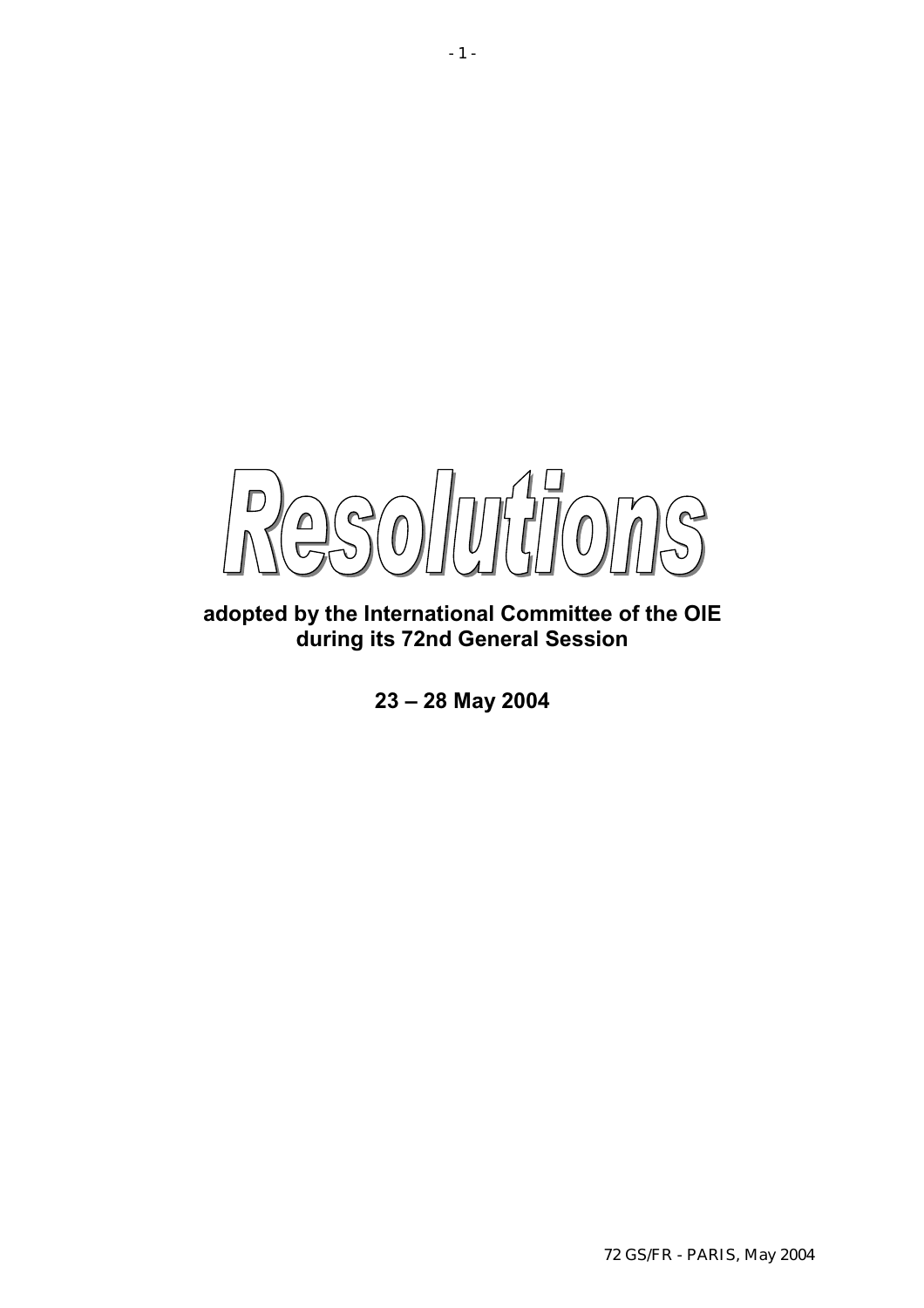# Resolutions

**adopted by the International Committee of the OIE during its 72nd General Session**

**23 – 28 May 2004**

72 GS/FR - PARIS, May 2004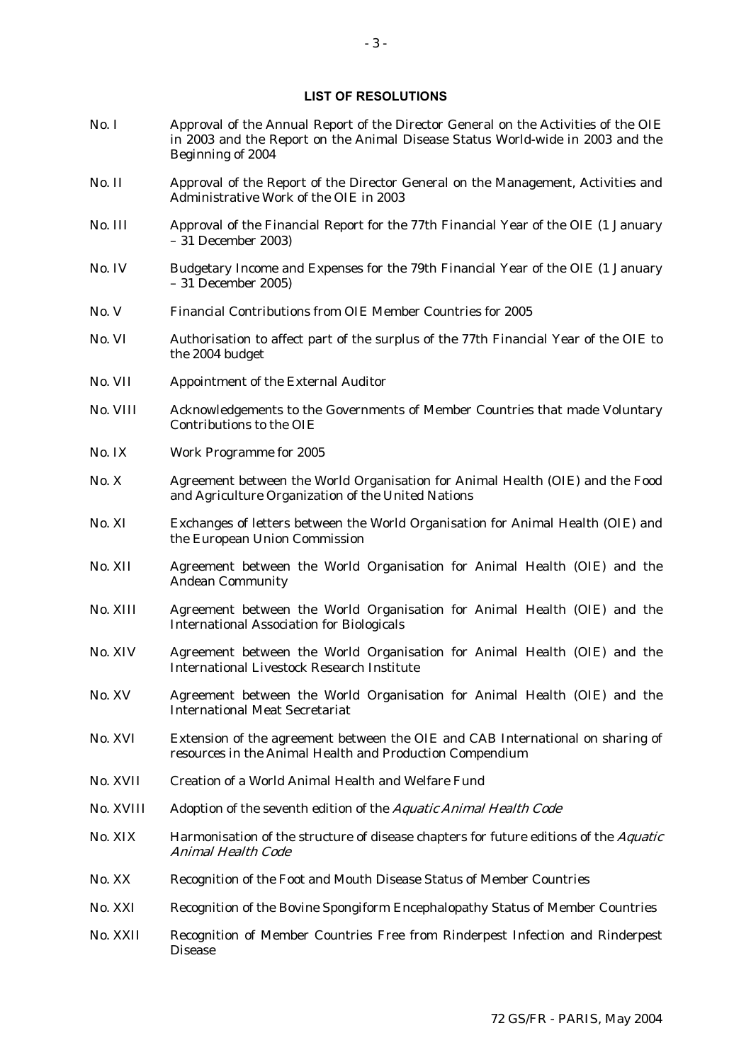## LIST OF RESOLUTIONS

| | |
|---|---|
| No. I | Approval of the Annual Report of the Director General on the Activities of the OIE in 2003 and the Report on the Animal Disease Status World-wide in 2003 and the Beginning of 2004 |
| No. II | Approval of the Report of the Director General on the Management, Activities and Administrative Work of the OIE in 2003 |
| No. III | Approval of the Financial Report for the 77th Financial Year of the OIE (1 January – 31 December 2003) |
| No. IV | Budgetary Income and Expenses for the 79th Financial Year of the OIE (1 January – 31 December 2005) |
| No. V | Financial Contributions from OIE Member Countries for 2005 |
| No. VI | Authorisation to affect part of the surplus of the 77th Financial Year of the OIE to the 2004 budget |
| No. VII | Appointment of the External Auditor |
| No. VIII | Acknowledgements to the Governments of Member Countries that made Voluntary Contributions to the OIE |
| No. IX | Work Programme for 2005 |
| No. X | Agreement between the World Organisation for Animal Health (OIE) and the Food and Agriculture Organization of the United Nations |
| No. XI | Exchanges of letters between the World Organisation for Animal Health (OIE) and the European Union Commission |
| No. XII | Agreement between the World Organisation for Animal Health (OIE) and the Andean Community |
| No. XIII | Agreement between the World Organisation for Animal Health (OIE) and the International Association for Biologicals |
| No. XIV | Agreement between the World Organisation for Animal Health (OIE) and the International Livestock Research Institute |
| No. XV | Agreement between the World Organisation for Animal Health (OIE) and the International Meat Secretariat |
| No. XVI | Extension of the agreement between the OIE and CAB International on sharing of resources in the Animal Health and Production Compendium |
| No. XVII | Creation of a World Animal Health and Welfare Fund |
| No. XVIII | Adoption of the seventh edition of the *Aquatic Animal Health Code* |
| No. XIX | Harmonisation of the structure of disease chapters for future editions of the *Aquatic Animal Health Code* |
| No. XX | Recognition of the Foot and Mouth Disease Status of Member Countries |
| No. XXI | Recognition of the Bovine Spongiform Encephalopathy Status of Member Countries |
| No. XXII | Recognition of Member Countries Free from Rinderpest Infection and Rinderpest Disease |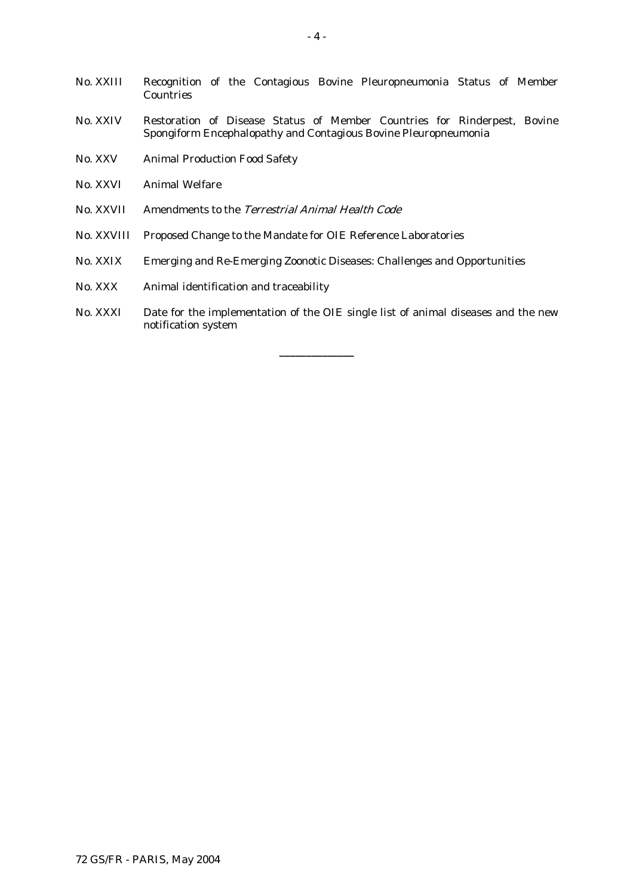No. XXIII Recognition of the Contagious Bovine Pleuropneumonia Status of Member Countries

No. XXIV Restoration of Disease Status of Member Countries for Rinderpest, Bovine Spongiform Encephalopathy and Contagious Bovine Pleuropneumonia

No. XXV Animal Production Food Safety

No. XXVI Animal Welfare

No. XXVII Amendments to the *Terrestrial Animal Health Code*

No. XXVIII Proposed Change to the Mandate for OIE Reference Laboratories

No. XXIX Emerging and Re-Emerging Zoonotic Diseases: Challenges and Opportunities

No. XXX Animal identification and traceability

No. XXXI Date for the implementation of the OIE single list of animal diseases and the new notification system

---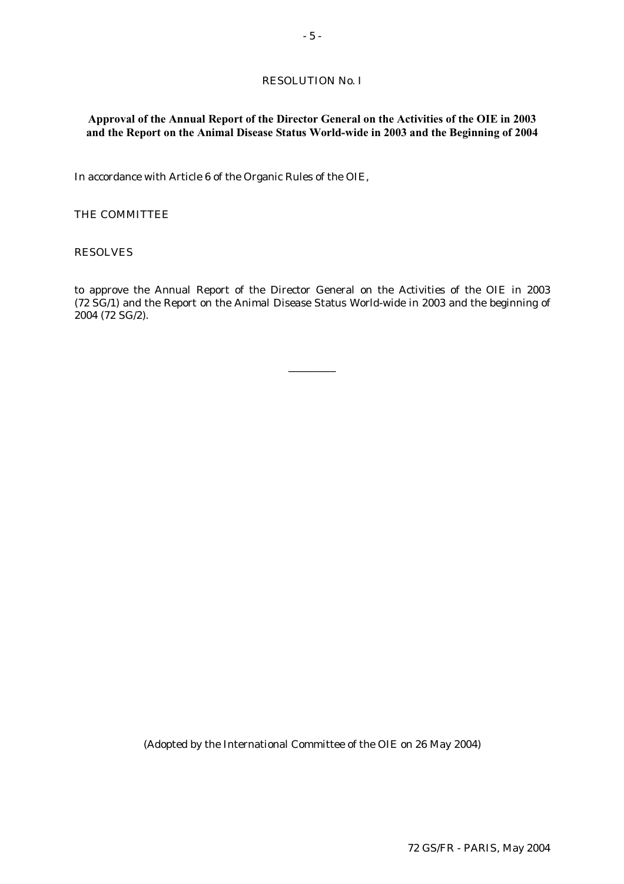RESOLUTION No. I

**Approval of the Annual Report of the Director General on the Activities of the OIE in 2003 and the Report on the Animal Disease Status World-wide in 2003 and the Beginning of 2004**

In accordance with Article 6 of the Organic Rules of the OIE,

THE COMMITTEE

RESOLVES

to approve the Annual Report of the Director General on the Activities of the OIE in 2003 (72 SG/1) and the Report on the Animal Disease Status World-wide in 2003 and the beginning of 2004 (72 SG/2).

---

(Adopted by the International Committee of the OIE on 26 May 2004)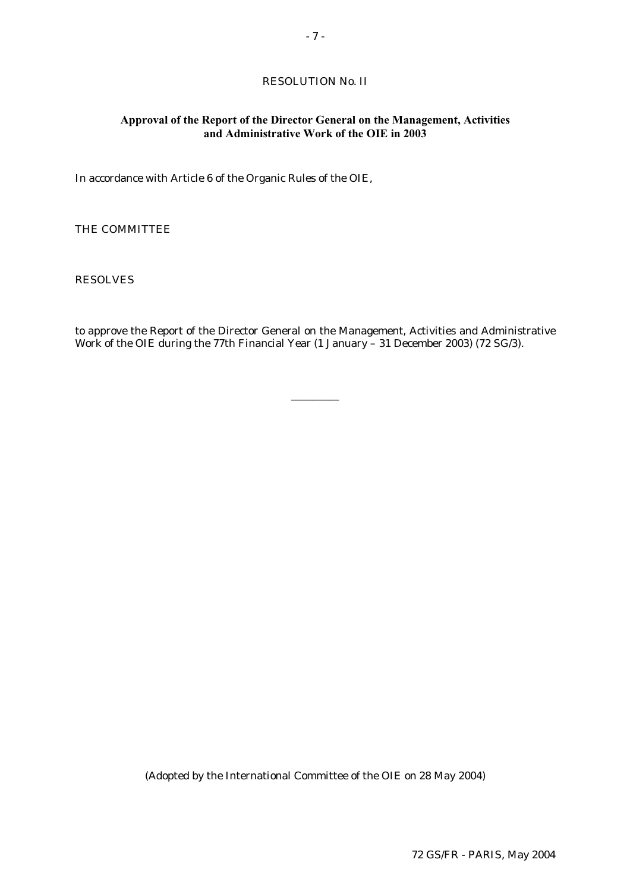RESOLUTION No. II

## Approval of the Report of the Director General on the Management, Activities and Administrative Work of the OIE in 2003

In accordance with Article 6 of the Organic Rules of the OIE,

THE COMMITTEE

RESOLVES

to approve the Report of the Director General on the Management, Activities and Administrative Work of the OIE during the 77th Financial Year (1 January – 31 December 2003) (72 SG/3).

---

(Adopted by the International Committee of the OIE on 28 May 2004)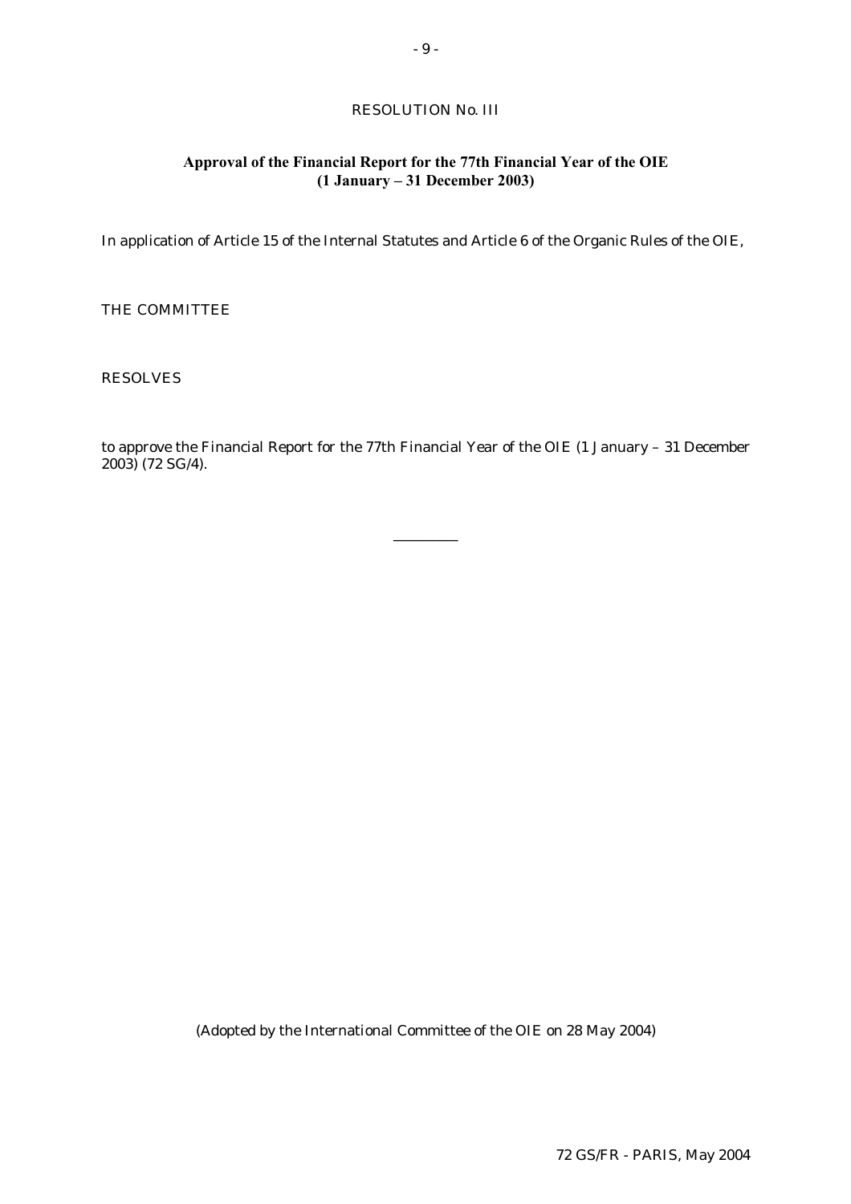RESOLUTION No. III

**Approval of the Financial Report for the 77th Financial Year of the OIE**
**(1 January – 31 December 2003)**

In application of Article 15 of the Internal Statutes and Article 6 of the Organic Rules of the OIE,

THE COMMITTEE

RESOLVES

to approve the Financial Report for the 77th Financial Year of the OIE (1 January – 31 December 2003) (72 SG/4).

---

(Adopted by the International Committee of the OIE on 28 May 2004)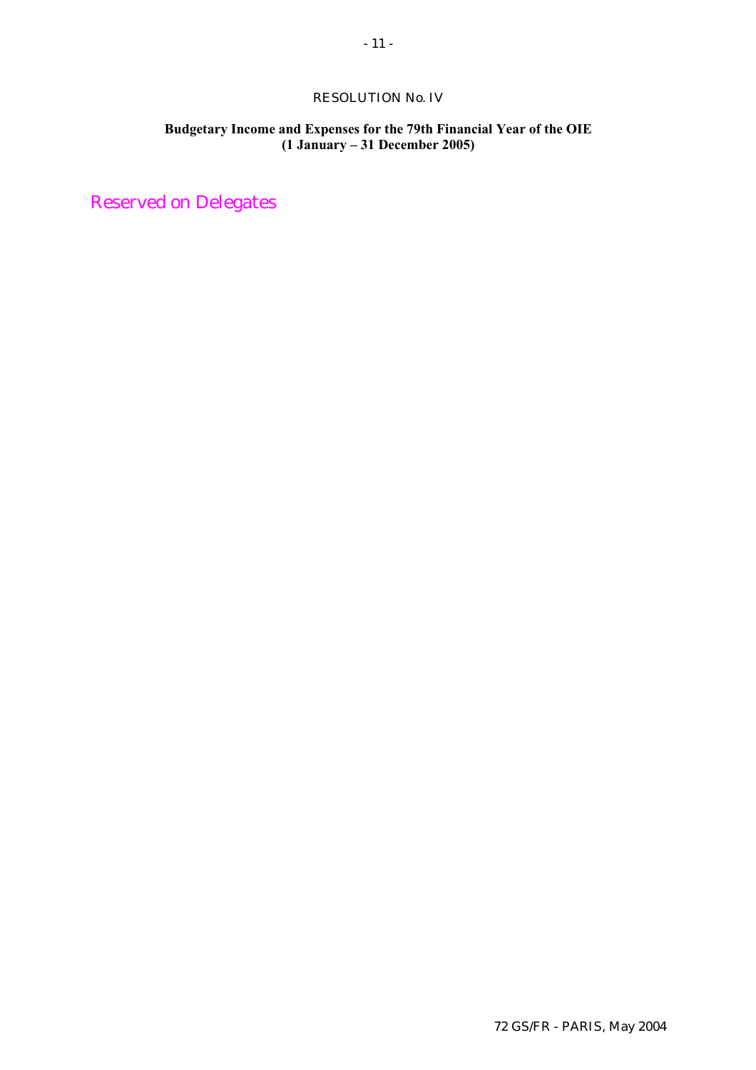## RESOLUTION No. IV

**Budgetary Income and Expenses for the 79th Financial Year of the OIE (1 January – 31 December 2005)**

Reserved on Delegates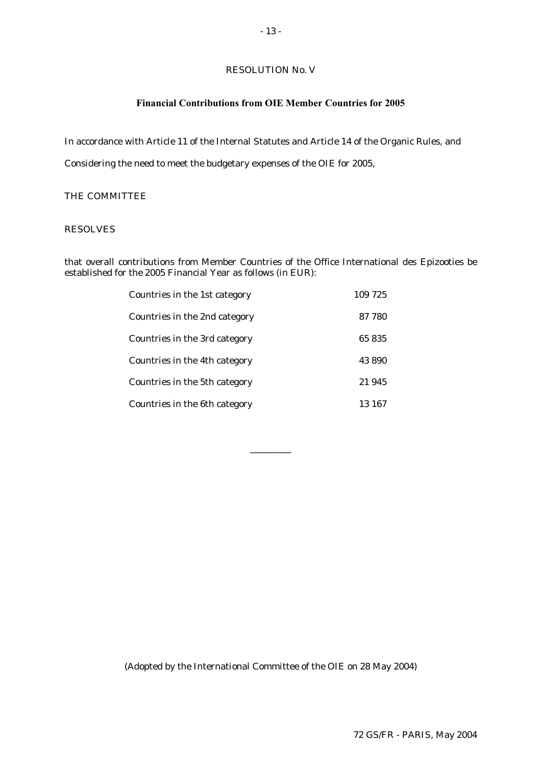# RESOLUTION No. V

## Financial Contributions from OIE Member Countries for 2005

In accordance with Article 11 of the Internal Statutes and Article 14 of the Organic Rules, and

Considering the need to meet the budgetary expenses of the OIE for 2005,

THE COMMITTEE

RESOLVES

that overall contributions from Member Countries of the Office International des Epizooties be established for the 2005 Financial Year as follows (in EUR):

| | |
|---|---|
| Countries in the 1st category | 109 725 |
| Countries in the 2nd category | 87 780 |
| Countries in the 3rd category | 65 835 |
| Countries in the 4th category | 43 890 |
| Countries in the 5th category | 21 945 |
| Countries in the 6th category | 13 167 |

---

(Adopted by the International Committee of the OIE on 28 May 2004)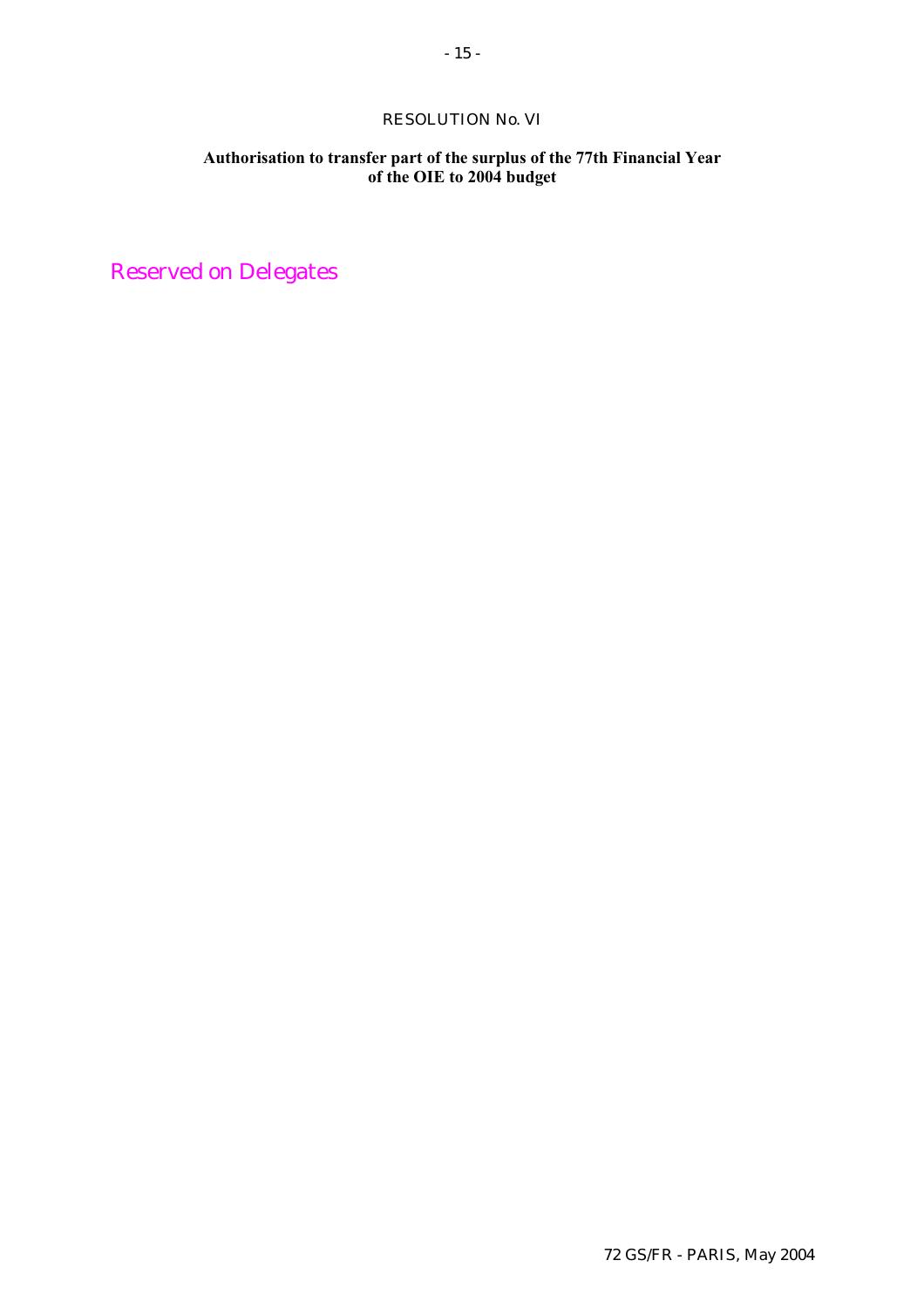RESOLUTION No. VI

**Authorisation to transfer part of the surplus of the 77th Financial Year of the OIE to 2004 budget**

Reserved on Delegates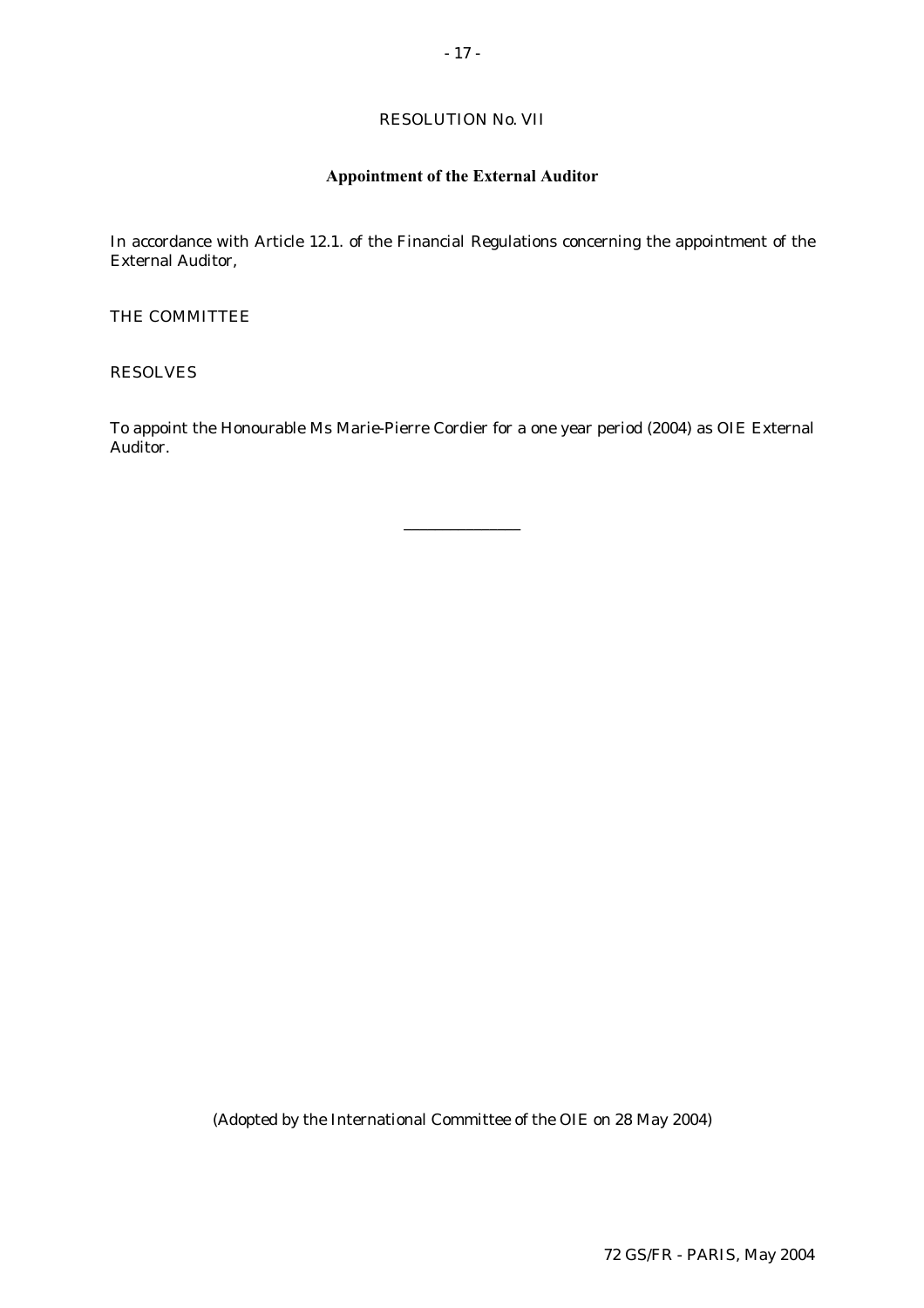RESOLUTION No. VII

## Appointment of the External Auditor

In accordance with Article 12.1. of the Financial Regulations concerning the appointment of the External Auditor,

THE COMMITTEE

RESOLVES

To appoint the Honourable Ms Marie-Pierre Cordier for a one year period (2004) as OIE External Auditor.

---

(Adopted by the International Committee of the OIE on 28 May 2004)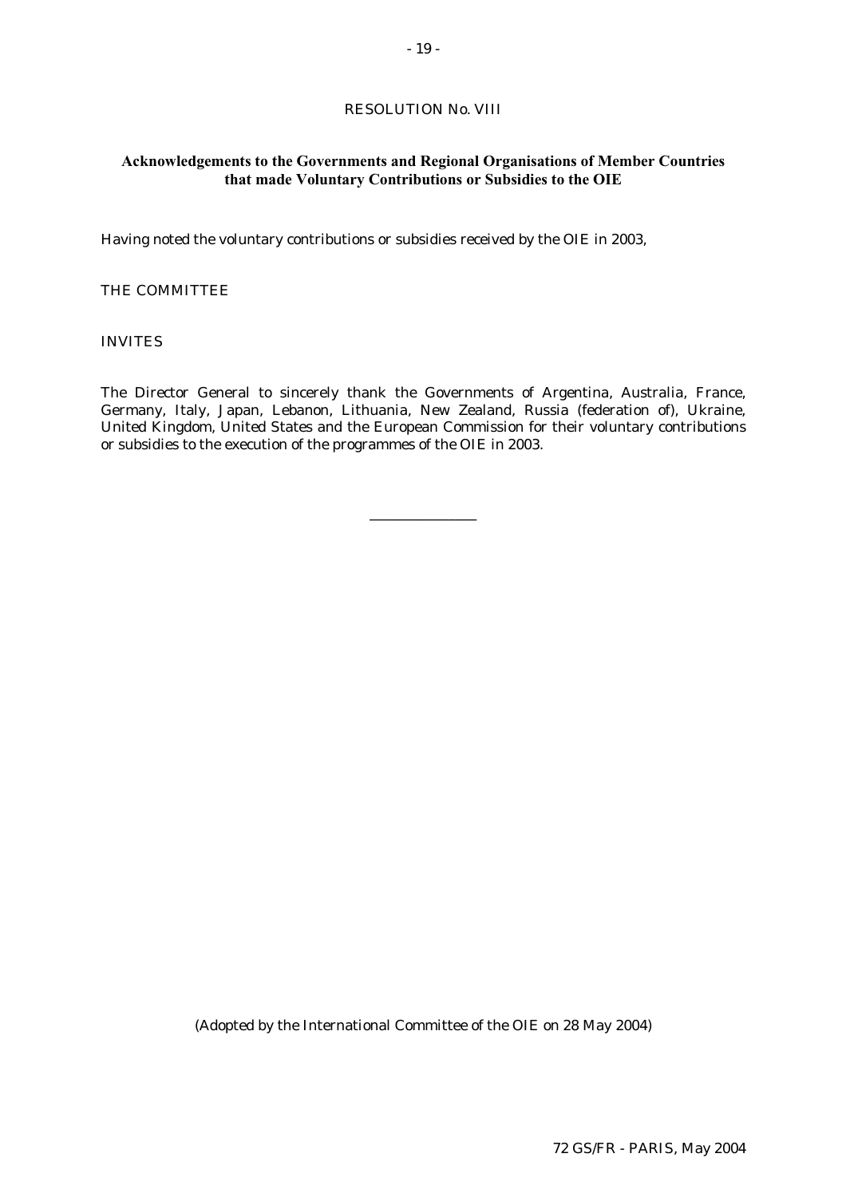## RESOLUTION No. VIII

### Acknowledgements to the Governments and Regional Organisations of Member Countries that made Voluntary Contributions or Subsidies to the OIE

Having noted the voluntary contributions or subsidies received by the OIE in 2003,

THE COMMITTEE

INVITES

The Director General to sincerely thank the Governments of Argentina, Australia, France, Germany, Italy, Japan, Lebanon, Lithuania, New Zealand, Russia (federation of), Ukraine, United Kingdom, United States and the European Commission for their voluntary contributions or subsidies to the execution of the programmes of the OIE in 2003.

---

(Adopted by the International Committee of the OIE on 28 May 2004)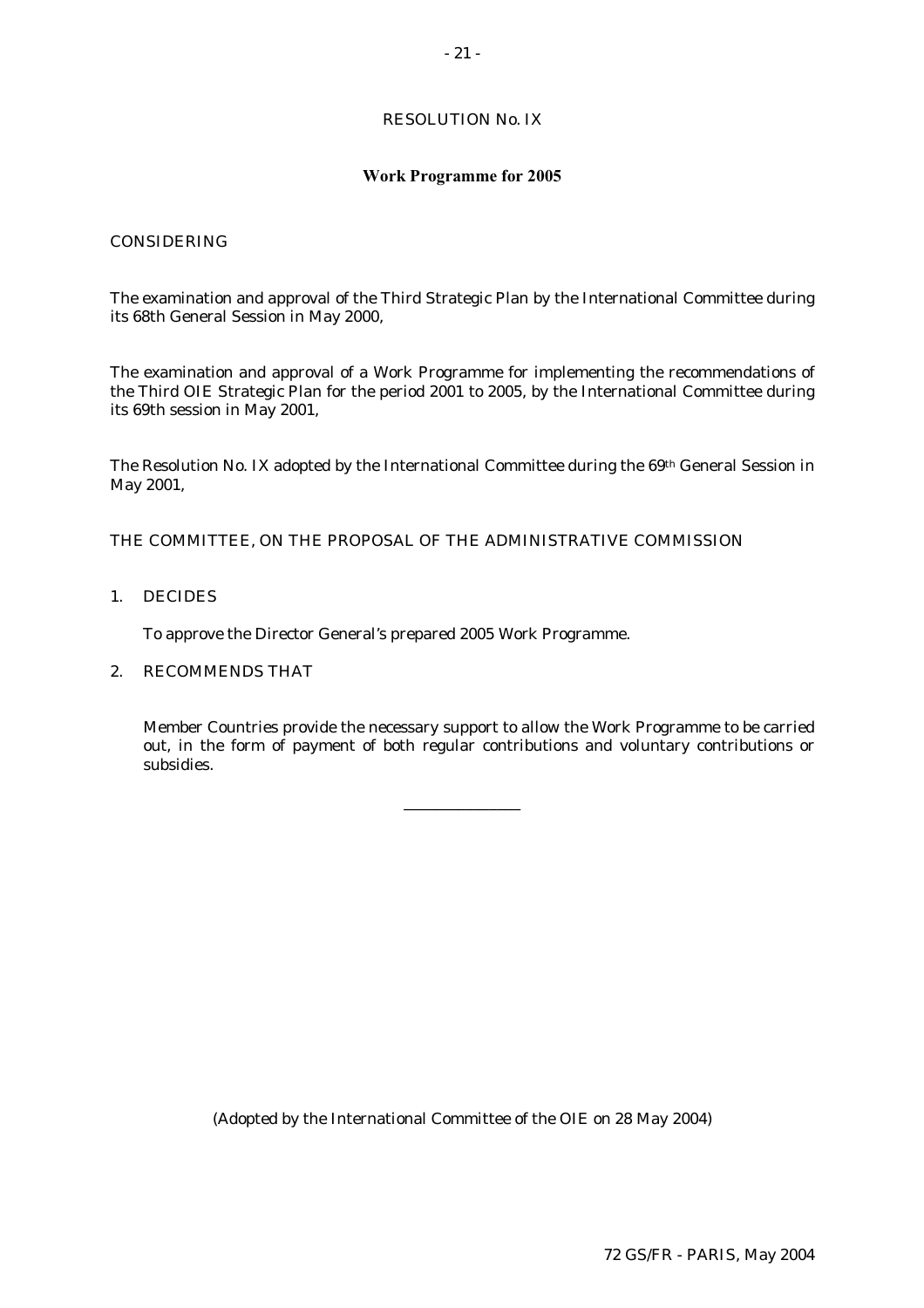RESOLUTION No. IX

## Work Programme for 2005

CONSIDERING

The examination and approval of the Third Strategic Plan by the International Committee during its 68th General Session in May 2000,

The examination and approval of a Work Programme for implementing the recommendations of the Third OIE Strategic Plan for the period 2001 to 2005, by the International Committee during its 69th session in May 2001,

The Resolution No. IX adopted by the International Committee during the 69th General Session in May 2001,

THE COMMITTEE, ON THE PROPOSAL OF THE ADMINISTRATIVE COMMISSION

1. DECIDES

   To approve the Director General's prepared 2005 Work Programme.

2. RECOMMENDS THAT

   Member Countries provide the necessary support to allow the Work Programme to be carried out, in the form of payment of both regular contributions and voluntary contributions or subsidies.

---

(Adopted by the International Committee of the OIE on 28 May 2004)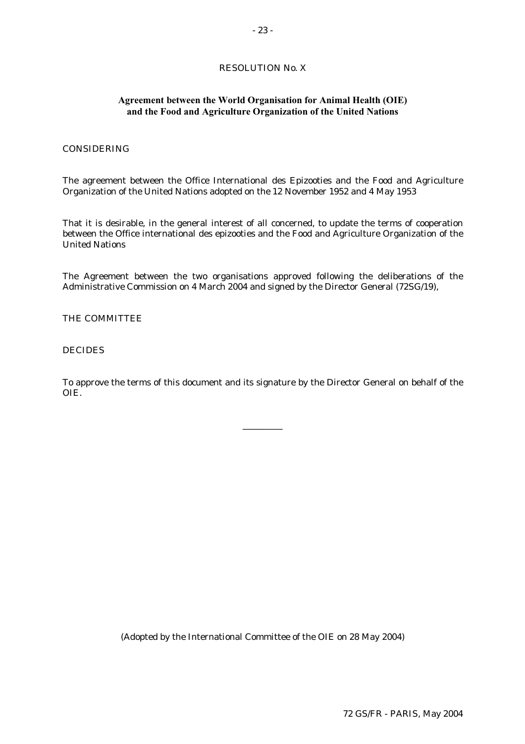RESOLUTION No. X

## Agreement between the World Organisation for Animal Health (OIE) and the Food and Agriculture Organization of the United Nations

CONSIDERING

The agreement between the Office International des Epizooties and the Food and Agriculture Organization of the United Nations adopted on the 12 November 1952 and 4 May 1953

That it is desirable, in the general interest of all concerned, to update the terms of cooperation between the Office international des epizooties and the Food and Agriculture Organization of the United Nations

The Agreement between the two organisations approved following the deliberations of the Administrative Commission on 4 March 2004 and signed by the Director General (72SG/19),

THE COMMITTEE

DECIDES

To approve the terms of this document and its signature by the Director General on behalf of the OIE.

_________

(Adopted by the International Committee of the OIE on 28 May 2004)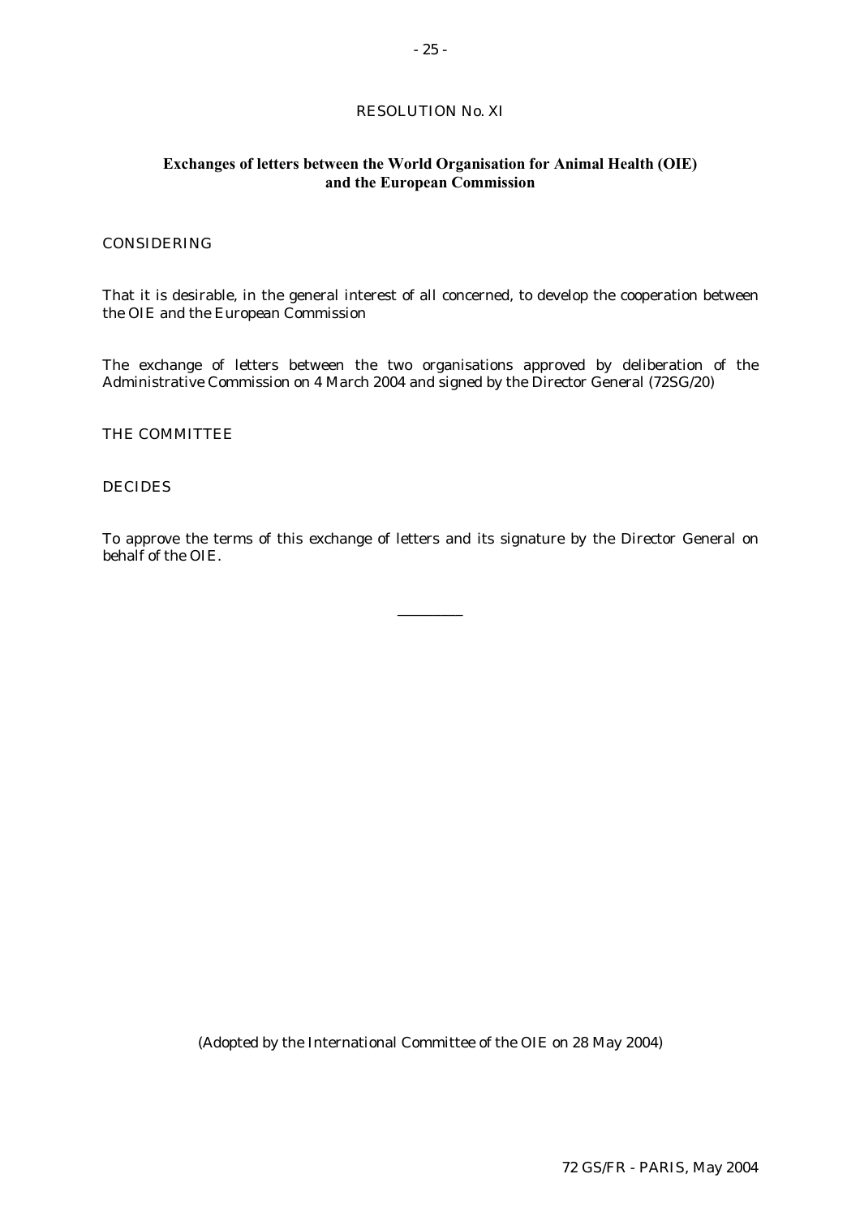## RESOLUTION No. XI

### Exchanges of letters between the World Organisation for Animal Health (OIE) and the European Commission

CONSIDERING

That it is desirable, in the general interest of all concerned, to develop the cooperation between the OIE and the European Commission

The exchange of letters between the two organisations approved by deliberation of the Administrative Commission on 4 March 2004 and signed by the Director General (72SG/20)

THE COMMITTEE

DECIDES

To approve the terms of this exchange of letters and its signature by the Director General on behalf of the OIE.

---

(Adopted by the International Committee of the OIE on 28 May 2004)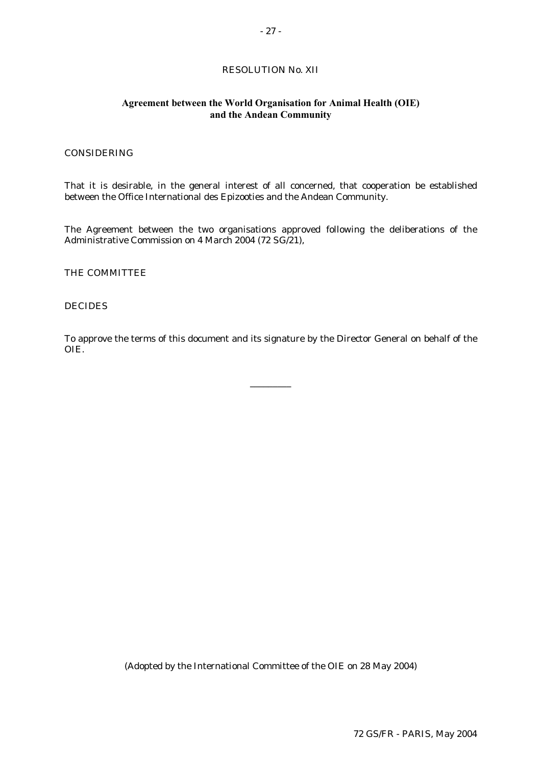## RESOLUTION No. XII

### Agreement between the World Organisation for Animal Health (OIE) and the Andean Community

CONSIDERING

That it is desirable, in the general interest of all concerned, that cooperation be established between the Office International des Epizooties and the Andean Community.

The Agreement between the two organisations approved following the deliberations of the Administrative Commission on 4 March 2004 (72 SG/21),

THE COMMITTEE

DECIDES

To approve the terms of this document and its signature by the Director General on behalf of the OIE.

---

(Adopted by the International Committee of the OIE on 28 May 2004)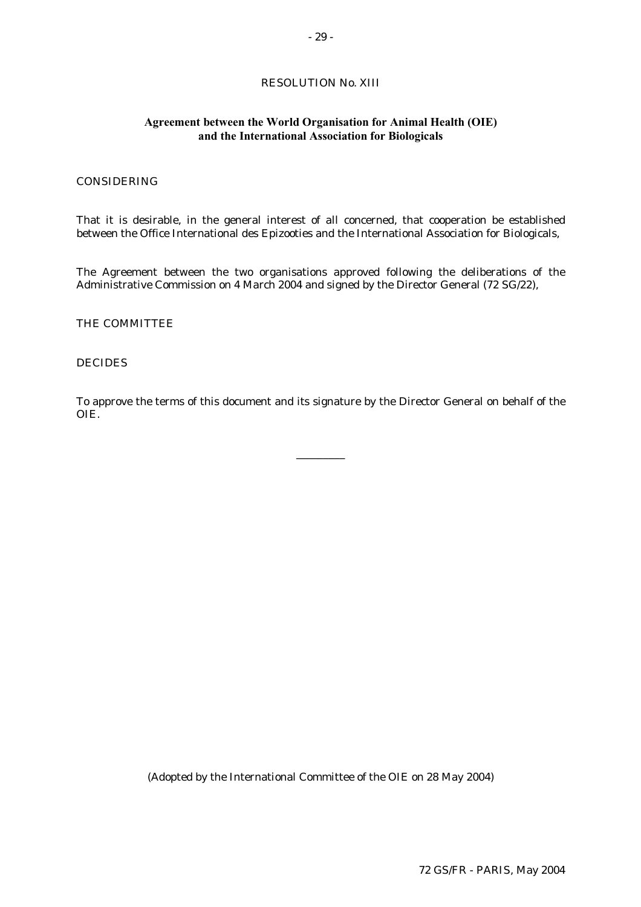RESOLUTION No. XIII

**Agreement between the World Organisation for Animal Health (OIE) and the International Association for Biologicals**

CONSIDERING

That it is desirable, in the general interest of all concerned, that cooperation be established between the Office International des Epizooties and the International Association for Biologicals,

The Agreement between the two organisations approved following the deliberations of the Administrative Commission on 4 March 2004 and signed by the Director General (72 SG/22),

THE COMMITTEE

DECIDES

To approve the terms of this document and its signature by the Director General on behalf of the OIE.

---

(Adopted by the International Committee of the OIE on 28 May 2004)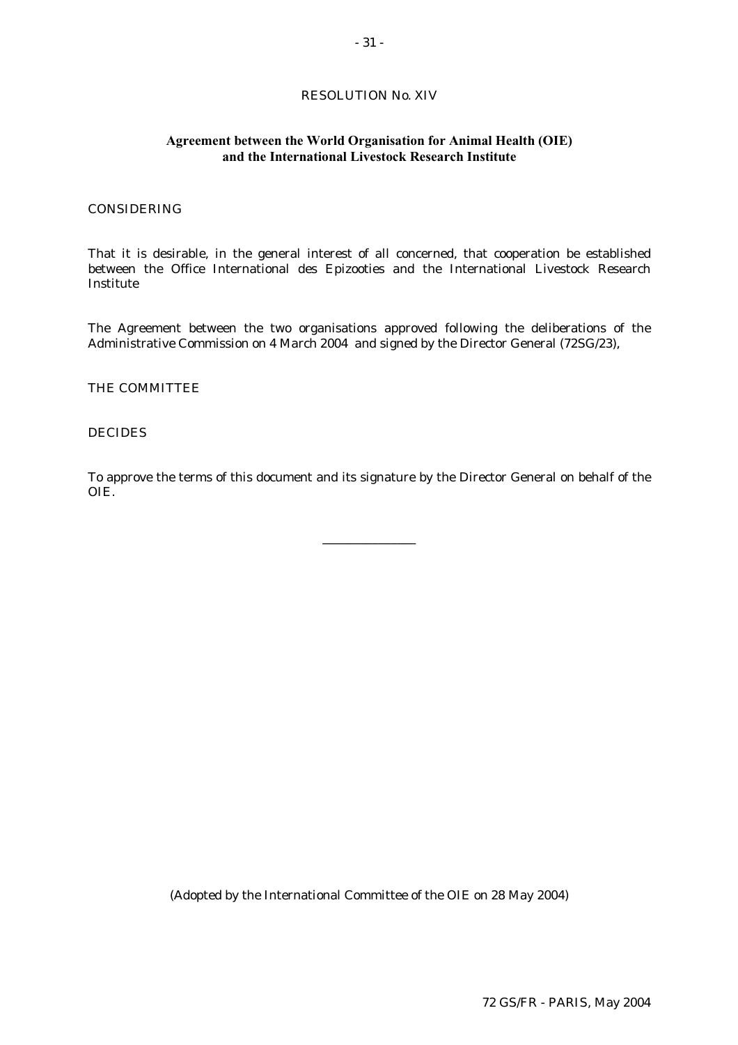RESOLUTION No. XIV

**Agreement between the World Organisation for Animal Health (OIE) and the International Livestock Research Institute**

CONSIDERING

That it is desirable, in the general interest of all concerned, that cooperation be established between the Office International des Epizooties and the International Livestock Research Institute

The Agreement between the two organisations approved following the deliberations of the Administrative Commission on 4 March 2004 and signed by the Director General (72SG/23),

THE COMMITTEE

DECIDES

To approve the terms of this document and its signature by the Director General on behalf of the OIE.

---

(Adopted by the International Committee of the OIE on 28 May 2004)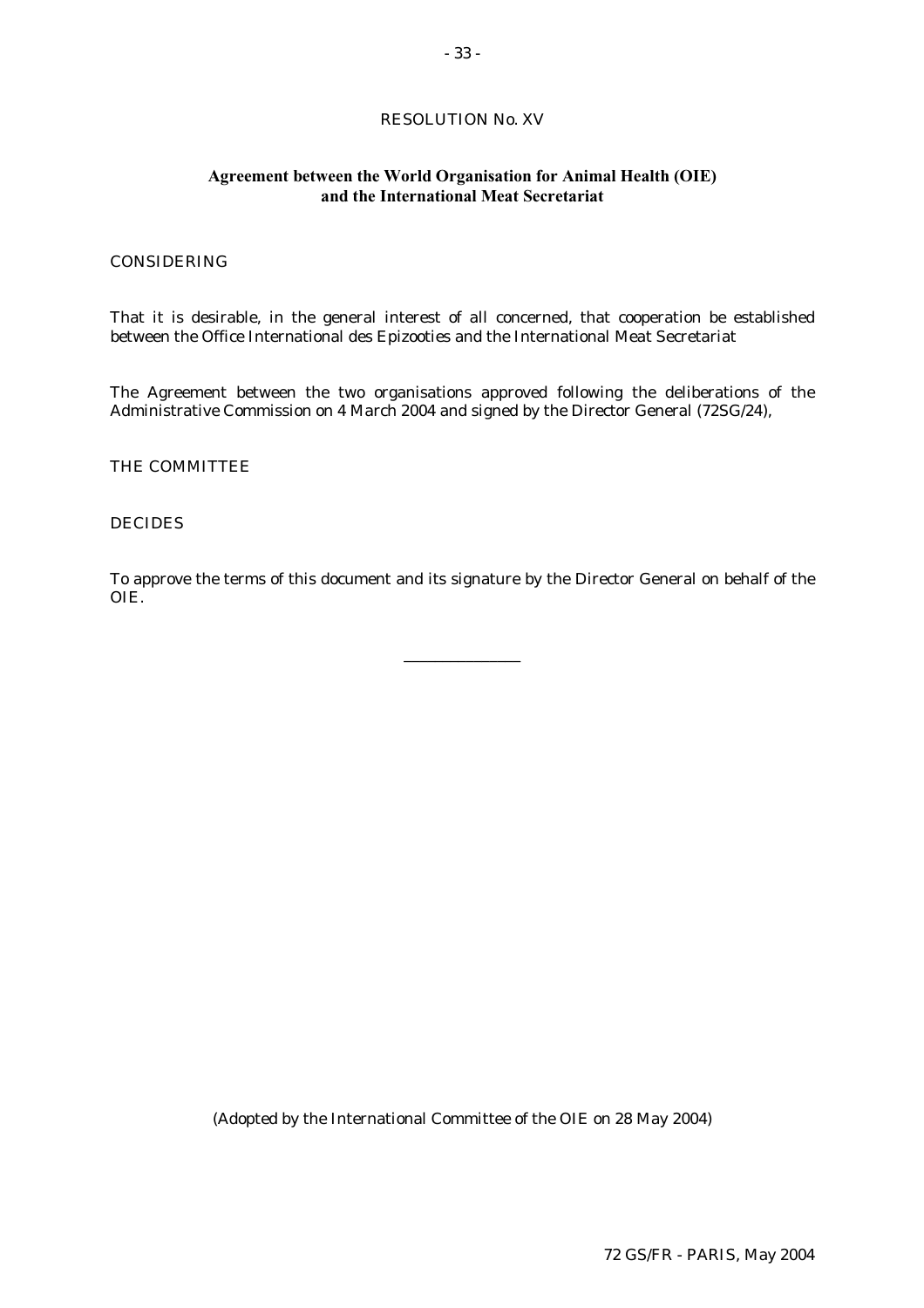RESOLUTION No. XV

**Agreement between the World Organisation for Animal Health (OIE) and the International Meat Secretariat**

CONSIDERING

That it is desirable, in the general interest of all concerned, that cooperation be established between the Office International des Epizooties and the International Meat Secretariat

The Agreement between the two organisations approved following the deliberations of the Administrative Commission on 4 March 2004 and signed by the Director General (72SG/24),

THE COMMITTEE

DECIDES

To approve the terms of this document and its signature by the Director General on behalf of the OIE.

---

(Adopted by the International Committee of the OIE on 28 May 2004)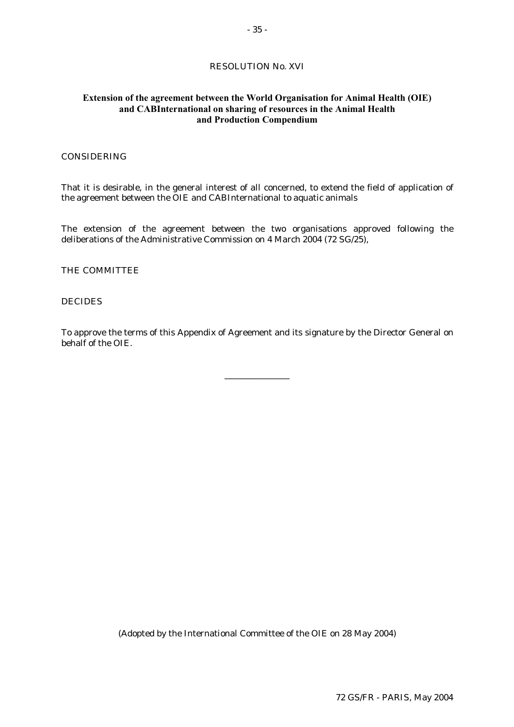# RESOLUTION No. XVI

## Extension of the agreement between the World Organisation for Animal Health (OIE) and CABInternational on sharing of resources in the Animal Health and Production Compendium

CONSIDERING

That it is desirable, in the general interest of all concerned, to extend the field of application of the agreement between the OIE and CABInternational to aquatic animals

The extension of the agreement between the two organisations approved following the deliberations of the Administrative Commission on 4 March 2004 (72 SG/25),

THE COMMITTEE

DECIDES

To approve the terms of this Appendix of Agreement and its signature by the Director General on behalf of the OIE.

---

(Adopted by the International Committee of the OIE on 28 May 2004)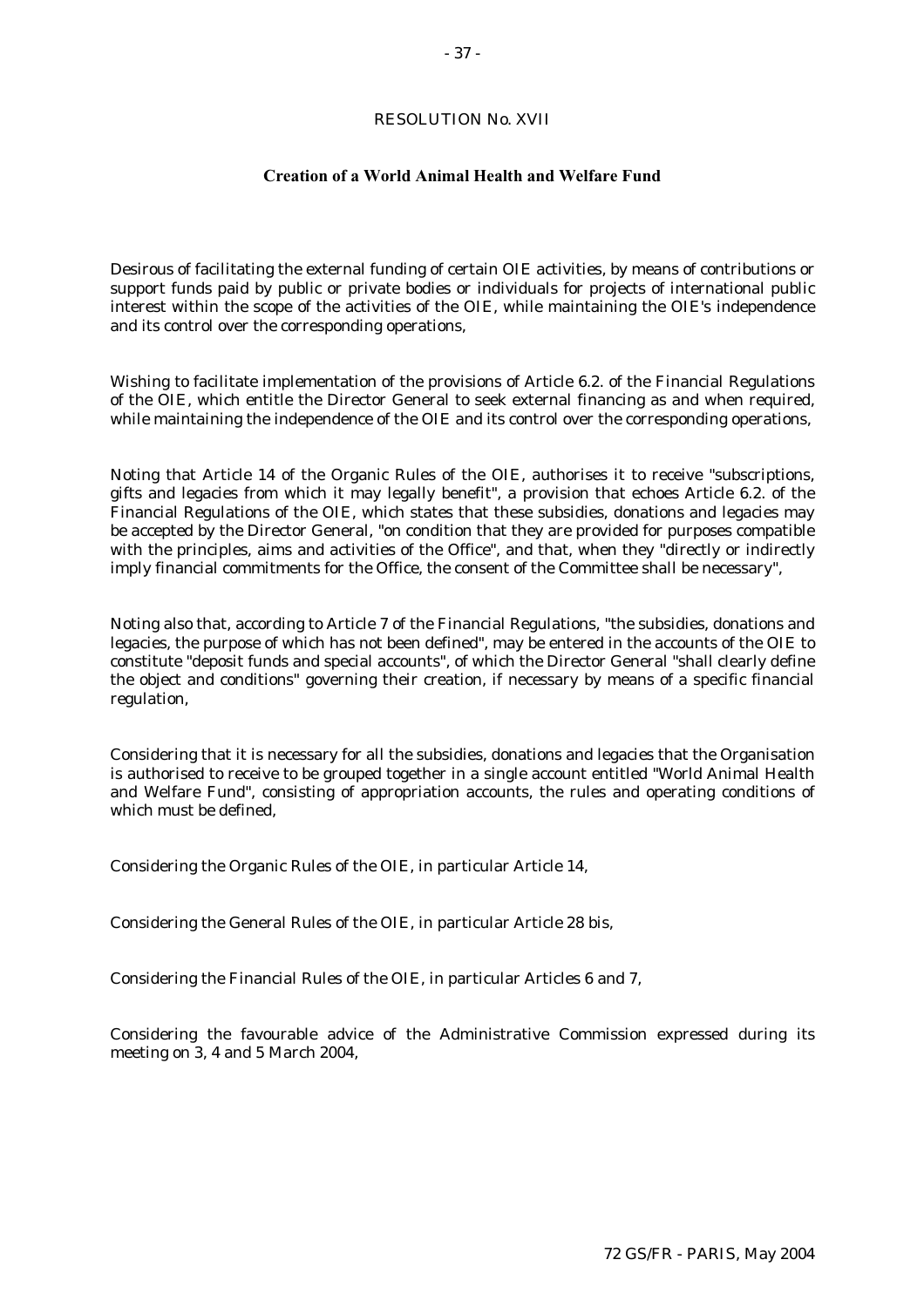RESOLUTION No. XVII

**Creation of a World Animal Health and Welfare Fund**

Desirous of facilitating the external funding of certain OIE activities, by means of contributions or support funds paid by public or private bodies or individuals for projects of international public interest within the scope of the activities of the OIE, while maintaining the OIE's independence and its control over the corresponding operations,

Wishing to facilitate implementation of the provisions of Article 6.2. of the Financial Regulations of the OIE, which entitle the Director General to seek external financing as and when required, while maintaining the independence of the OIE and its control over the corresponding operations,

Noting that Article 14 of the Organic Rules of the OIE, authorises it to receive "subscriptions, gifts and legacies from which it may legally benefit", a provision that echoes Article 6.2. of the Financial Regulations of the OIE, which states that these subsidies, donations and legacies may be accepted by the Director General, "on condition that they are provided for purposes compatible with the principles, aims and activities of the Office", and that, when they "directly or indirectly imply financial commitments for the Office, the consent of the Committee shall be necessary",

Noting also that, according to Article 7 of the Financial Regulations, "the subsidies, donations and legacies, the purpose of which has not been defined", may be entered in the accounts of the OIE to constitute "deposit funds and special accounts", of which the Director General "shall clearly define the object and conditions" governing their creation, if necessary by means of a specific financial regulation,

Considering that it is necessary for all the subsidies, donations and legacies that the Organisation is authorised to receive to be grouped together in a single account entitled "World Animal Health and Welfare Fund", consisting of appropriation accounts, the rules and operating conditions of which must be defined,

Considering the Organic Rules of the OIE, in particular Article 14,

Considering the General Rules of the OIE, in particular Article 28 bis,

Considering the Financial Rules of the OIE, in particular Articles 6 and 7,

Considering the favourable advice of the Administrative Commission expressed during its meeting on 3, 4 and 5 March 2004,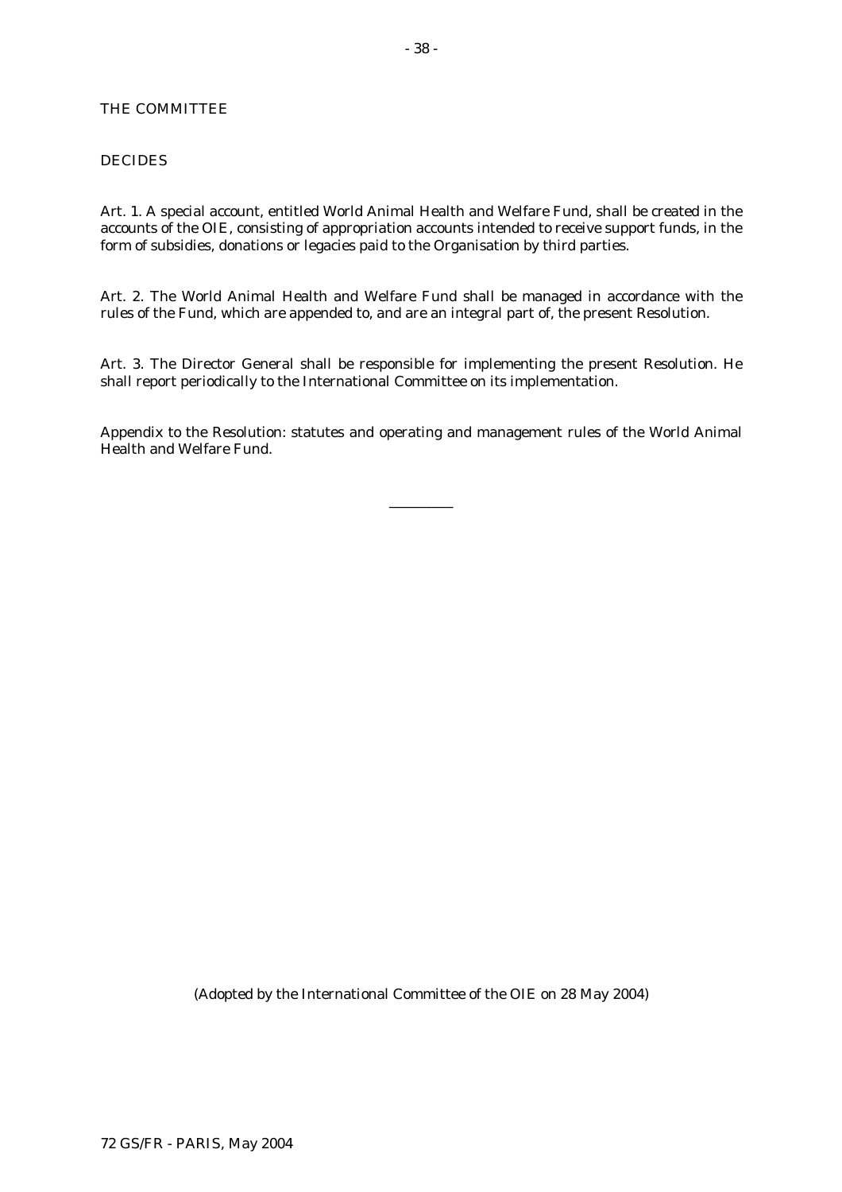THE COMMITTEE

DECIDES

Art. 1. A special account, entitled World Animal Health and Welfare Fund, shall be created in the accounts of the OIE, consisting of appropriation accounts intended to receive support funds, in the form of subsidies, donations or legacies paid to the Organisation by third parties.

Art. 2. The World Animal Health and Welfare Fund shall be managed in accordance with the rules of the Fund, which are appended to, and are an integral part of, the present Resolution.

Art. 3. The Director General shall be responsible for implementing the present Resolution. He shall report periodically to the International Committee on its implementation.

Appendix to the Resolution: statutes and operating and management rules of the World Animal Health and Welfare Fund.

---

(Adopted by the International Committee of the OIE on 28 May 2004)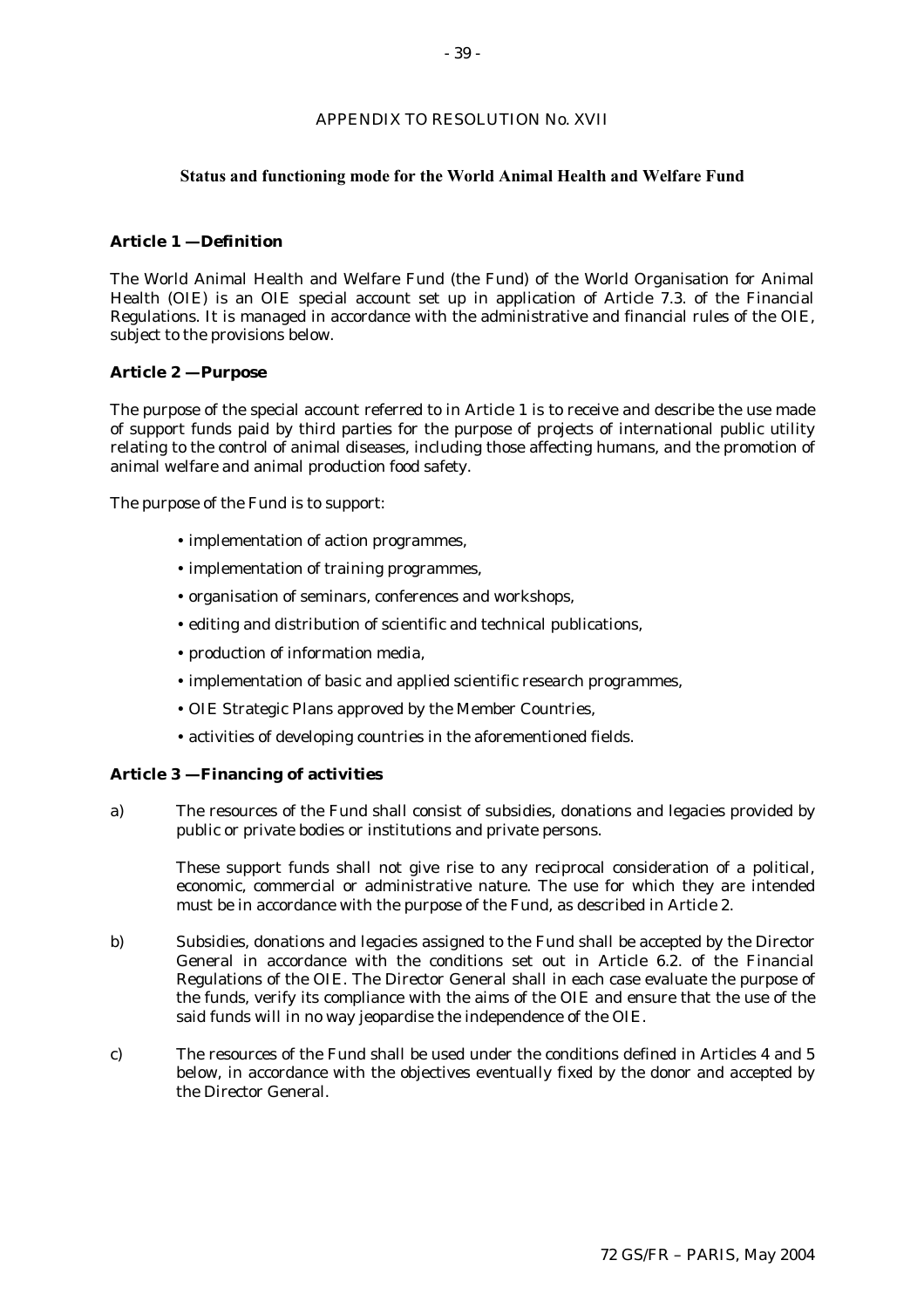APPENDIX TO RESOLUTION No. XVII

## Status and functioning mode for the World Animal Health and Welfare Fund

### Article 1 — Definition

The World Animal Health and Welfare Fund (the Fund) of the World Organisation for Animal Health (OIE) is an OIE special account set up in application of Article 7.3. of the Financial Regulations. It is managed in accordance with the administrative and financial rules of the OIE, subject to the provisions below.

### Article 2 — Purpose

The purpose of the special account referred to in Article 1 is to receive and describe the use made of support funds paid by third parties for the purpose of projects of international public utility relating to the control of animal diseases, including those affecting humans, and the promotion of animal welfare and animal production food safety.

The purpose of the Fund is to support:

- implementation of action programmes,
- implementation of training programmes,
- organisation of seminars, conferences and workshops,
- editing and distribution of scientific and technical publications,
- production of information media,
- implementation of basic and applied scientific research programmes,
- OIE Strategic Plans approved by the Member Countries,
- activities of developing countries in the aforementioned fields.

### Article 3 — Financing of activities

a) The resources of the Fund shall consist of subsidies, donations and legacies provided by public or private bodies or institutions and private persons.

These support funds shall not give rise to any reciprocal consideration of a political, economic, commercial or administrative nature. The use for which they are intended must be in accordance with the purpose of the Fund, as described in Article 2.

b) Subsidies, donations and legacies assigned to the Fund shall be accepted by the Director General in accordance with the conditions set out in Article 6.2. of the Financial Regulations of the OIE. The Director General shall in each case evaluate the purpose of the funds, verify its compliance with the aims of the OIE and ensure that the use of the said funds will in no way jeopardise the independence of the OIE.

c) The resources of the Fund shall be used under the conditions defined in Articles 4 and 5 below, in accordance with the objectives eventually fixed by the donor and accepted by the Director General.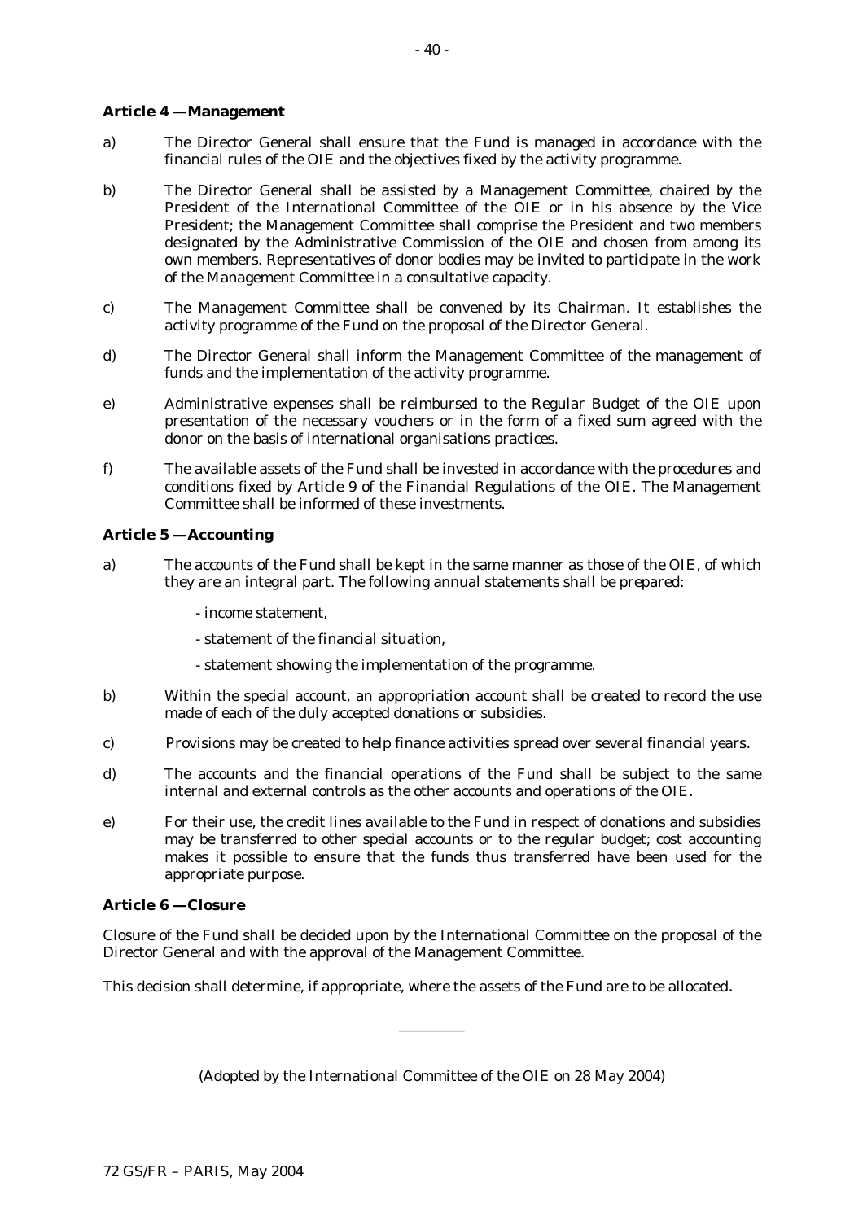**Article 4 — Management**

a) The Director General shall ensure that the Fund is managed in accordance with the financial rules of the OIE and the objectives fixed by the activity programme.

b) The Director General shall be assisted by a Management Committee, chaired by the President of the International Committee of the OIE or in his absence by the Vice President; the Management Committee shall comprise the President and two members designated by the Administrative Commission of the OIE and chosen from among its own members. Representatives of donor bodies may be invited to participate in the work of the Management Committee in a consultative capacity.

c) The Management Committee shall be convened by its Chairman. It establishes the activity programme of the Fund on the proposal of the Director General.

d) The Director General shall inform the Management Committee of the management of funds and the implementation of the activity programme.

e) Administrative expenses shall be reimbursed to the Regular Budget of the OIE upon presentation of the necessary vouchers or in the form of a fixed sum agreed with the donor on the basis of international organisations practices.

f) The available assets of the Fund shall be invested in accordance with the procedures and conditions fixed by Article 9 of the Financial Regulations of the OIE. The Management Committee shall be informed of these investments.

**Article 5 — Accounting**

a) The accounts of the Fund shall be kept in the same manner as those of the OIE, of which they are an integral part. The following annual statements shall be prepared:

- income statement,
- statement of the financial situation,
- statement showing the implementation of the programme.

b) Within the special account, an appropriation account shall be created to record the use made of each of the duly accepted donations or subsidies.

c) Provisions may be created to help finance activities spread over several financial years.

d) The accounts and the financial operations of the Fund shall be subject to the same internal and external controls as the other accounts and operations of the OIE.

e) For their use, the credit lines available to the Fund in respect of donations and subsidies may be transferred to other special accounts or to the regular budget; cost accounting makes it possible to ensure that the funds thus transferred have been used for the appropriate purpose.

**Article 6 — Closure**

Closure of the Fund shall be decided upon by the International Committee on the proposal of the Director General and with the approval of the Management Committee.

This decision shall determine, if appropriate, where the assets of the Fund are to be allocated.

---

(Adopted by the International Committee of the OIE on 28 May 2004)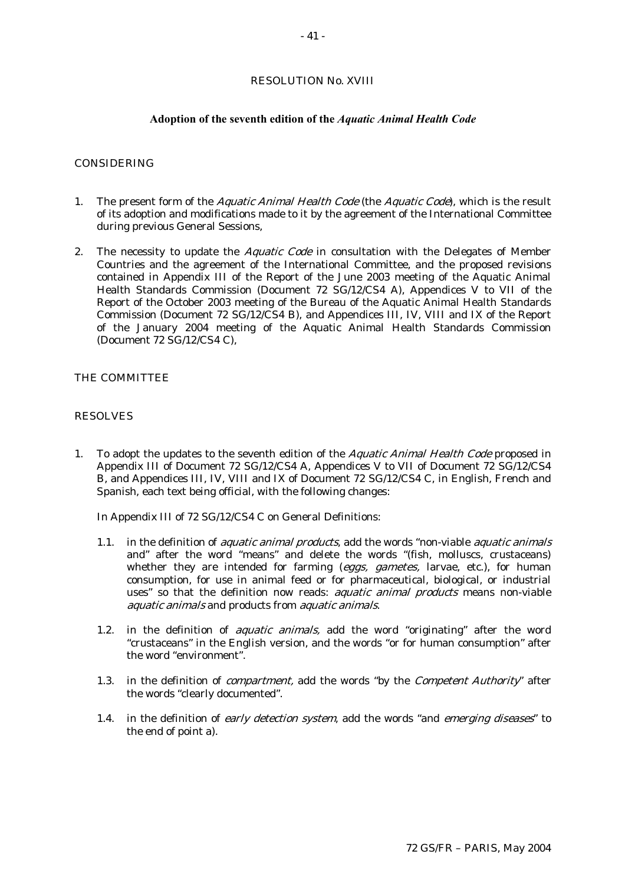RESOLUTION No. XVIII

**Adoption of the seventh edition of the *Aquatic Animal Health Code***

CONSIDERING

1. The present form of the *Aquatic Animal Health Code* (the *Aquatic Code*), which is the result of its adoption and modifications made to it by the agreement of the International Committee during previous General Sessions,

2. The necessity to update the *Aquatic Code* in consultation with the Delegates of Member Countries and the agreement of the International Committee, and the proposed revisions contained in Appendix III of the Report of the June 2003 meeting of the Aquatic Animal Health Standards Commission (Document 72 SG/12/CS4 A), Appendices V to VII of the Report of the October 2003 meeting of the Bureau of the Aquatic Animal Health Standards Commission (Document 72 SG/12/CS4 B), and Appendices III, IV, VIII and IX of the Report of the January 2004 meeting of the Aquatic Animal Health Standards Commission (Document 72 SG/12/CS4 C),

THE COMMITTEE

RESOLVES

1. To adopt the updates to the seventh edition of the *Aquatic Animal Health Code* proposed in Appendix III of Document 72 SG/12/CS4 A, Appendices V to VII of Document 72 SG/12/CS4 B, and Appendices III, IV, VIII and IX of Document 72 SG/12/CS4 C, in English, French and Spanish, each text being official, with the following changes:

   In Appendix III of 72 SG/12/CS4 C on General Definitions:

   1.1. in the definition of *aquatic animal products*, add the words "non-viable *aquatic animals* and" after the word "means" and delete the words "(fish, molluscs, crustaceans) whether they are intended for farming (*eggs, gametes,* larvae, etc.), for human consumption, for use in animal feed or for pharmaceutical, biological, or industrial uses" so that the definition now reads: *aquatic animal products* means non-viable *aquatic animals* and products from *aquatic animals*.

   1.2. in the definition of *aquatic animals,* add the word "originating" after the word "crustaceans" in the English version, and the words "or for human consumption" after the word "environment".

   1.3. in the definition of *compartment,* add the words "by the *Competent Authority*" after the words "clearly documented".

   1.4. in the definition of *early detection system*, add the words "and *emerging diseases*" to the end of point a).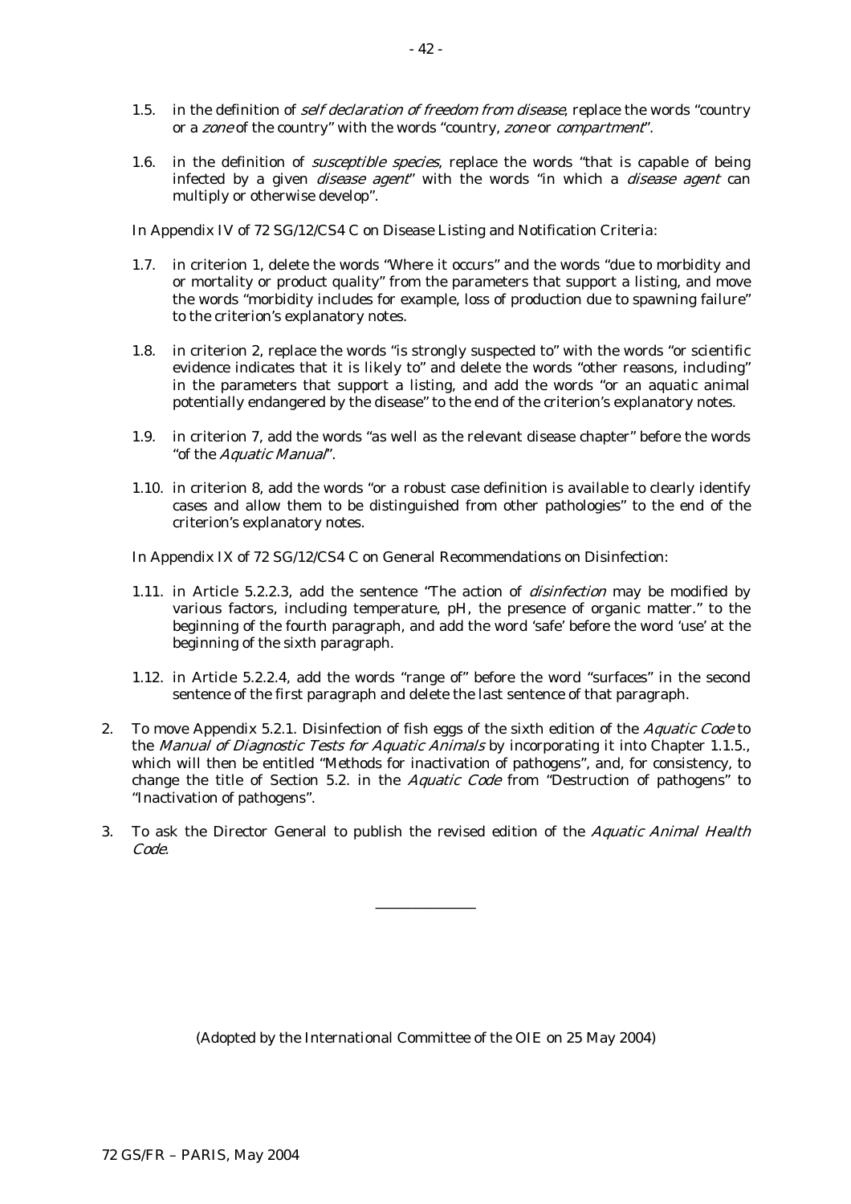1.5. in the definition of *self declaration of freedom from disease*, replace the words "country or a *zone* of the country" with the words "country, *zone* or *compartment*".

1.6. in the definition of *susceptible species*, replace the words "that is capable of being infected by a given *disease agent*" with the words "in which a *disease agent* can multiply or otherwise develop".

In Appendix IV of 72 SG/12/CS4 C on Disease Listing and Notification Criteria:

1.7. in criterion 1, delete the words "Where it occurs" and the words "due to morbidity and or mortality or product quality" from the parameters that support a listing, and move the words "morbidity includes for example, loss of production due to spawning failure" to the criterion's explanatory notes.

1.8. in criterion 2, replace the words "is strongly suspected to" with the words "or scientific evidence indicates that it is likely to" and delete the words "other reasons, including" in the parameters that support a listing, and add the words "or an aquatic animal potentially endangered by the disease" to the end of the criterion's explanatory notes.

1.9. in criterion 7, add the words "as well as the relevant disease chapter" before the words "of the *Aquatic Manual*".

1.10. in criterion 8, add the words "or a robust case definition is available to clearly identify cases and allow them to be distinguished from other pathologies" to the end of the criterion's explanatory notes.

In Appendix IX of 72 SG/12/CS4 C on General Recommendations on Disinfection:

1.11. in Article 5.2.2.3, add the sentence "The action of *disinfection* may be modified by various factors, including temperature, pH, the presence of organic matter." to the beginning of the fourth paragraph, and add the word 'safe' before the word 'use' at the beginning of the sixth paragraph.

1.12. in Article 5.2.2.4, add the words "range of" before the word "surfaces" in the second sentence of the first paragraph and delete the last sentence of that paragraph.

2. To move Appendix 5.2.1. Disinfection of fish eggs of the sixth edition of the *Aquatic Code* to the *Manual of Diagnostic Tests for Aquatic Animals* by incorporating it into Chapter 1.1.5., which will then be entitled "Methods for inactivation of pathogens", and, for consistency, to change the title of Section 5.2. in the *Aquatic Code* from "Destruction of pathogens" to "Inactivation of pathogens".

3. To ask the Director General to publish the revised edition of the *Aquatic Animal Health Code*.

______________

(Adopted by the International Committee of the OIE on 25 May 2004)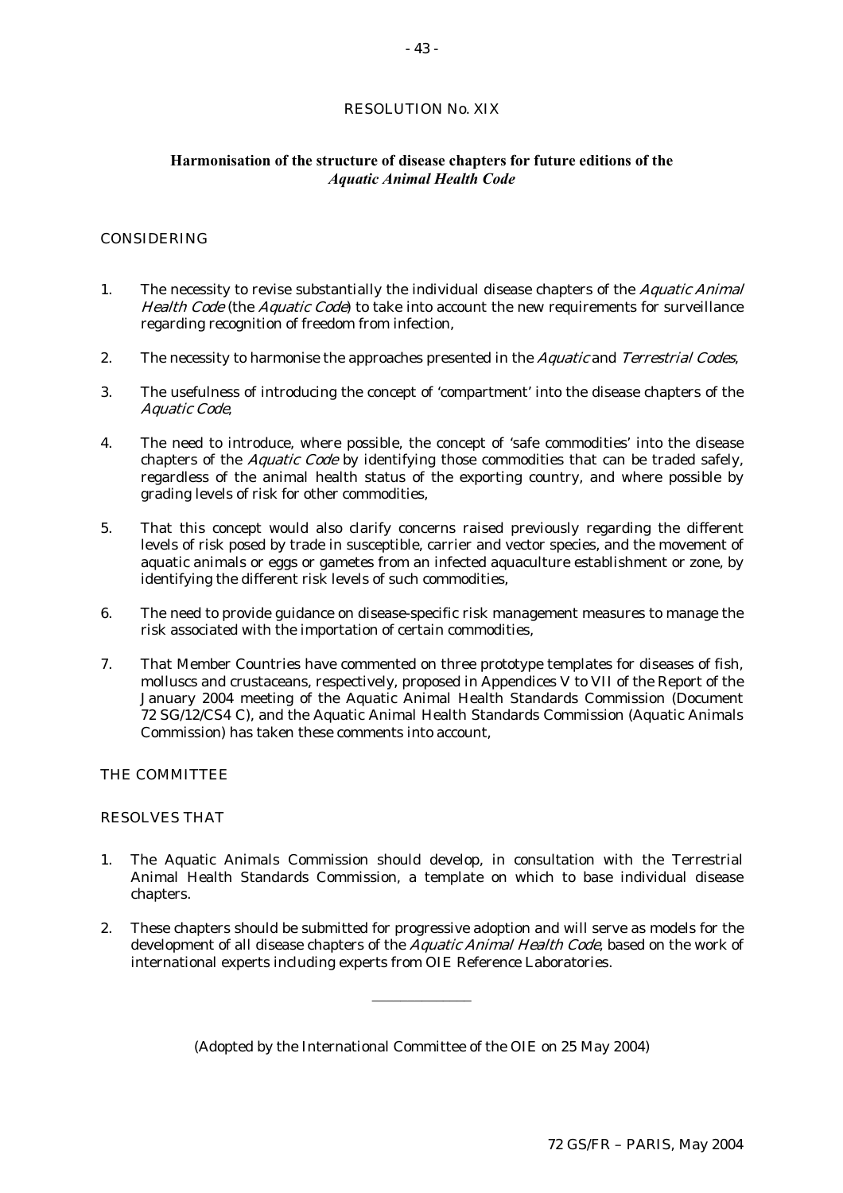RESOLUTION No. XIX

## Harmonisation of the structure of disease chapters for future editions of the *Aquatic Animal Health Code*

CONSIDERING

1. The necessity to revise substantially the individual disease chapters of the *Aquatic Animal Health Code* (the *Aquatic Code*) to take into account the new requirements for surveillance regarding recognition of freedom from infection,

2. The necessity to harmonise the approaches presented in the *Aquatic* and *Terrestrial Codes*,

3. The usefulness of introducing the concept of 'compartment' into the disease chapters of the *Aquatic Code*,

4. The need to introduce, where possible, the concept of 'safe commodities' into the disease chapters of the *Aquatic Code* by identifying those commodities that can be traded safely, regardless of the animal health status of the exporting country, and where possible by grading levels of risk for other commodities,

5. That this concept would also clarify concerns raised previously regarding the different levels of risk posed by trade in susceptible, carrier and vector species, and the movement of aquatic animals or eggs or gametes from an infected aquaculture establishment or zone, by identifying the different risk levels of such commodities,

6. The need to provide guidance on disease-specific risk management measures to manage the risk associated with the importation of certain commodities,

7. That Member Countries have commented on three prototype templates for diseases of fish, molluscs and crustaceans, respectively, proposed in Appendices V to VII of the Report of the January 2004 meeting of the Aquatic Animal Health Standards Commission (Document 72 SG/12/CS4 C), and the Aquatic Animal Health Standards Commission (Aquatic Animals Commission) has taken these comments into account,

THE COMMITTEE

RESOLVES THAT

1. The Aquatic Animals Commission should develop, in consultation with the Terrestrial Animal Health Standards Commission, a template on which to base individual disease chapters.

2. These chapters should be submitted for progressive adoption and will serve as models for the development of all disease chapters of the *Aquatic Animal Health Code*, based on the work of international experts including experts from OIE Reference Laboratories.

---

(Adopted by the International Committee of the OIE on 25 May 2004)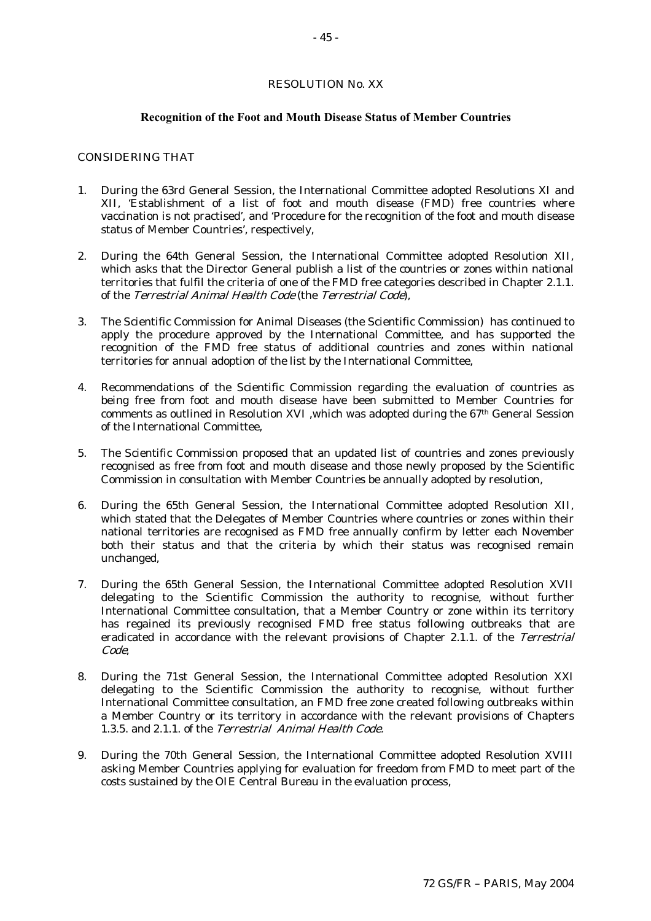RESOLUTION No. XX

## Recognition of the Foot and Mouth Disease Status of Member Countries

CONSIDERING THAT

1. During the 63rd General Session, the International Committee adopted Resolutions XI and XII, 'Establishment of a list of foot and mouth disease (FMD) free countries where vaccination is not practised', and 'Procedure for the recognition of the foot and mouth disease status of Member Countries', respectively,

2. During the 64th General Session, the International Committee adopted Resolution XII, which asks that the Director General publish a list of the countries or zones within national territories that fulfil the criteria of one of the FMD free categories described in Chapter 2.1.1. of the *Terrestrial Animal Health Code* (the *Terrestrial Code*),

3. The Scientific Commission for Animal Diseases (the Scientific Commission) has continued to apply the procedure approved by the International Committee, and has supported the recognition of the FMD free status of additional countries and zones within national territories for annual adoption of the list by the International Committee,

4. Recommendations of the Scientific Commission regarding the evaluation of countries as being free from foot and mouth disease have been submitted to Member Countries for comments as outlined in Resolution XVI ,which was adopted during the 67th General Session of the International Committee,

5. The Scientific Commission proposed that an updated list of countries and zones previously recognised as free from foot and mouth disease and those newly proposed by the Scientific Commission in consultation with Member Countries be annually adopted by resolution,

6. During the 65th General Session, the International Committee adopted Resolution XII, which stated that the Delegates of Member Countries where countries or zones within their national territories are recognised as FMD free annually confirm by letter each November both their status and that the criteria by which their status was recognised remain unchanged,

7. During the 65th General Session, the International Committee adopted Resolution XVII delegating to the Scientific Commission the authority to recognise, without further International Committee consultation, that a Member Country or zone within its territory has regained its previously recognised FMD free status following outbreaks that are eradicated in accordance with the relevant provisions of Chapter 2.1.1. of the *Terrestrial Code*,

8. During the 71st General Session, the International Committee adopted Resolution XXI delegating to the Scientific Commission the authority to recognise, without further International Committee consultation, an FMD free zone created following outbreaks within a Member Country or its territory in accordance with the relevant provisions of Chapters 1.3.5. and 2.1.1. of the *Terrestrial Animal Health Code*.

9. During the 70th General Session, the International Committee adopted Resolution XVIII asking Member Countries applying for evaluation for freedom from FMD to meet part of the costs sustained by the OIE Central Bureau in the evaluation process,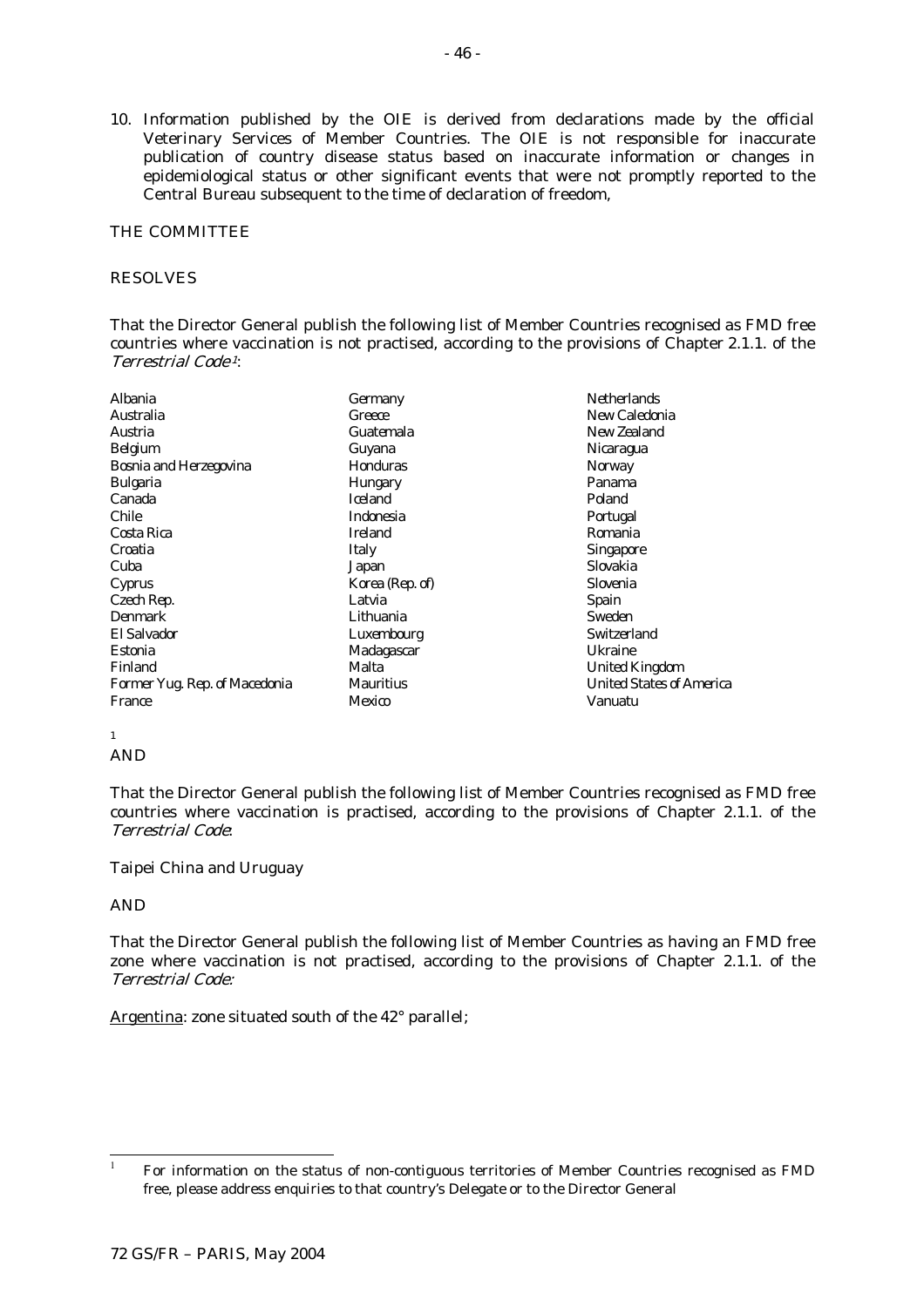10. Information published by the OIE is derived from declarations made by the official Veterinary Services of Member Countries. The OIE is not responsible for inaccurate publication of country disease status based on inaccurate information or changes in epidemiological status or other significant events that were not promptly reported to the Central Bureau subsequent to the time of declaration of freedom,

THE COMMITTEE

RESOLVES

That the Director General publish the following list of Member Countries recognised as FMD free countries where vaccination is not practised, according to the provisions of Chapter 2.1.1. of the *Terrestrial Code*[1]:

Albania
Australia
Austria
Belgium
Bosnia and Herzegovina
Bulgaria
Canada
Chile
Costa Rica
Croatia
Cuba
Cyprus
Czech Rep.
Denmark
El Salvador
Estonia
Finland
Former Yug. Rep. of Macedonia
France
Germany
Greece
Guatemala
Guyana
Honduras
Hungary
Iceland
Indonesia
Ireland
Italy
Japan
Korea (Rep. of)
Latvia
Lithuania
Luxembourg
Madagascar
Malta
Mauritius
Mexico
Netherlands
New Caledonia
New Zealand
Nicaragua
Norway
Panama
Poland
Portugal
Romania
Singapore
Slovakia
Slovenia
Spain
Sweden
Switzerland
Ukraine
United Kingdom
United States of America
Vanuatu

AND

That the Director General publish the following list of Member Countries recognised as FMD free countries where vaccination is practised, according to the provisions of Chapter 2.1.1. of the *Terrestrial Code*:

Taipei China and Uruguay

AND

That the Director General publish the following list of Member Countries as having an FMD free zone where vaccination is not practised, according to the provisions of Chapter 2.1.1. of the *Terrestrial Code:*

Argentina: zone situated south of the 42° parallel;

[1] For information on the status of non-contiguous territories of Member Countries recognised as FMD free, please address enquiries to that country's Delegate or to the Director General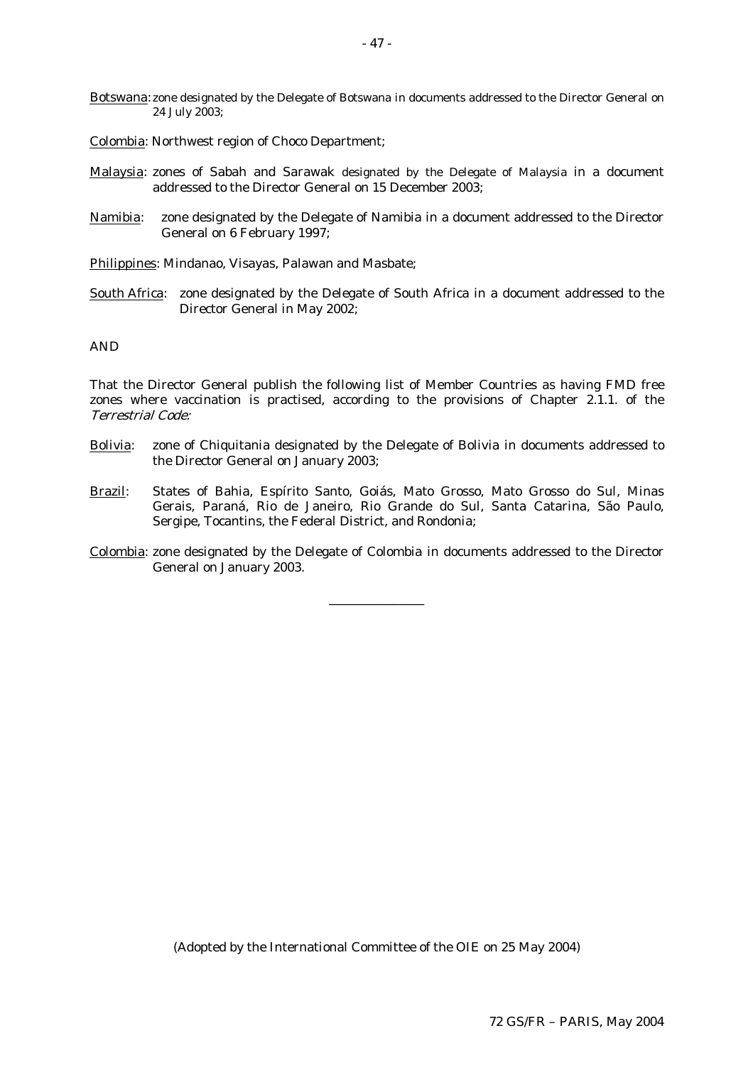Botswana: zone designated by the Delegate of Botswana in documents addressed to the Director General on 24 July 2003;

Colombia: Northwest region of Choco Department;

Malaysia: zones of Sabah and Sarawak designated by the Delegate of Malaysia in a document addressed to the Director General on 15 December 2003;

Namibia: zone designated by the Delegate of Namibia in a document addressed to the Director General on 6 February 1997;

Philippines: Mindanao, Visayas, Palawan and Masbate;

South Africa: zone designated by the Delegate of South Africa in a document addressed to the Director General in May 2002;

AND

That the Director General publish the following list of Member Countries as having FMD free zones where vaccination is practised, according to the provisions of Chapter 2.1.1. of the *Terrestrial Code:*

Bolivia: zone of Chiquitania designated by the Delegate of Bolivia in documents addressed to the Director General on January 2003;

Brazil: States of Bahia, Espírito Santo, Goiás, Mato Grosso, Mato Grosso do Sul, Minas Gerais, Paraná, Rio de Janeiro, Rio Grande do Sul, Santa Catarina, São Paulo, Sergipe, Tocantins, the Federal District, and Rondonia;

Colombia: zone designated by the Delegate of Colombia in documents addressed to the Director General on January 2003.

---

(Adopted by the International Committee of the OIE on 25 May 2004)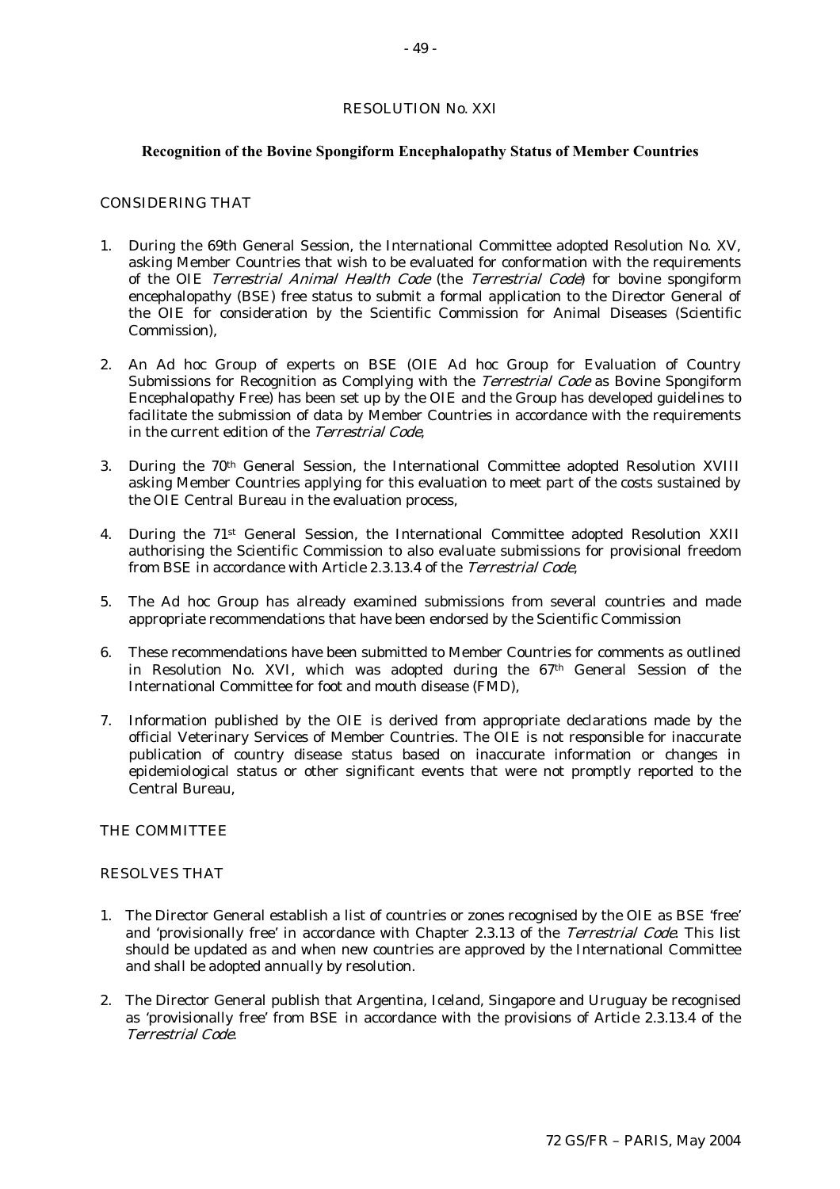## RESOLUTION No. XXI

### Recognition of the Bovine Spongiform Encephalopathy Status of Member Countries

CONSIDERING THAT

1. During the 69th General Session, the International Committee adopted Resolution No. XV, asking Member Countries that wish to be evaluated for conformation with the requirements of the OIE *Terrestrial Animal Health Code* (the *Terrestrial Code*) for bovine spongiform encephalopathy (BSE) free status to submit a formal application to the Director General of the OIE for consideration by the Scientific Commission for Animal Diseases (Scientific Commission),

2. An Ad hoc Group of experts on BSE (OIE Ad hoc Group for Evaluation of Country Submissions for Recognition as Complying with the *Terrestrial Code* as Bovine Spongiform Encephalopathy Free) has been set up by the OIE and the Group has developed guidelines to facilitate the submission of data by Member Countries in accordance with the requirements in the current edition of the *Terrestrial Code*,

3. During the 70th General Session, the International Committee adopted Resolution XVIII asking Member Countries applying for this evaluation to meet part of the costs sustained by the OIE Central Bureau in the evaluation process,

4. During the 71st General Session, the International Committee adopted Resolution XXII authorising the Scientific Commission to also evaluate submissions for provisional freedom from BSE in accordance with Article 2.3.13.4 of the *Terrestrial Code*,

5. The Ad hoc Group has already examined submissions from several countries and made appropriate recommendations that have been endorsed by the Scientific Commission

6. These recommendations have been submitted to Member Countries for comments as outlined in Resolution No. XVI, which was adopted during the 67th General Session of the International Committee for foot and mouth disease (FMD),

7. Information published by the OIE is derived from appropriate declarations made by the official Veterinary Services of Member Countries. The OIE is not responsible for inaccurate publication of country disease status based on inaccurate information or changes in epidemiological status or other significant events that were not promptly reported to the Central Bureau,

THE COMMITTEE

RESOLVES THAT

1. The Director General establish a list of countries or zones recognised by the OIE as BSE 'free' and 'provisionally free' in accordance with Chapter 2.3.13 of the *Terrestrial Code*. This list should be updated as and when new countries are approved by the International Committee and shall be adopted annually by resolution.

2. The Director General publish that Argentina, Iceland, Singapore and Uruguay be recognised as 'provisionally free' from BSE in accordance with the provisions of Article 2.3.13.4 of the *Terrestrial Code*.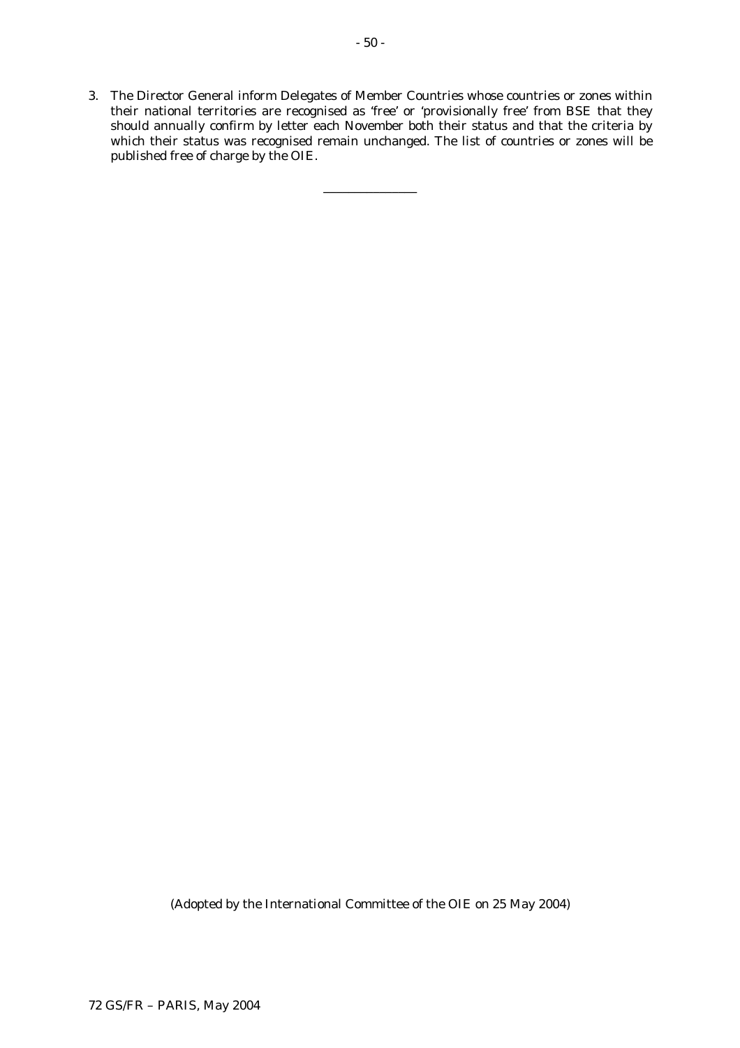3. The Director General inform Delegates of Member Countries whose countries or zones within their national territories are recognised as 'free' or 'provisionally free' from BSE that they should annually confirm by letter each November both their status and that the criteria by which their status was recognised remain unchanged. The list of countries or zones will be published free of charge by the OIE.

_______________

(Adopted by the International Committee of the OIE on 25 May 2004)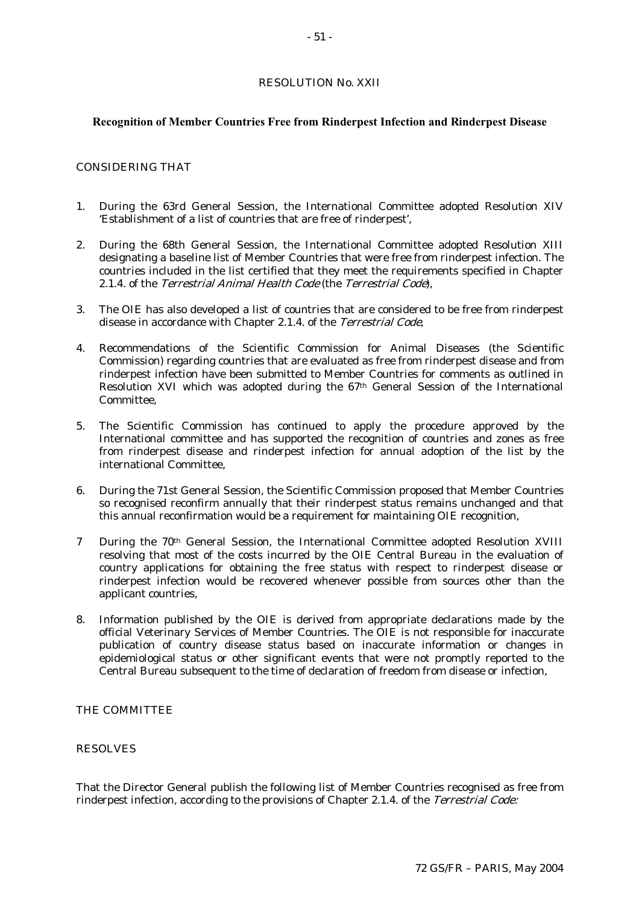RESOLUTION No. XXII

## Recognition of Member Countries Free from Rinderpest Infection and Rinderpest Disease

CONSIDERING THAT

1. During the 63rd General Session, the International Committee adopted Resolution XIV 'Establishment of a list of countries that are free of rinderpest',

2. During the 68th General Session, the International Committee adopted Resolution XIII designating a baseline list of Member Countries that were free from rinderpest infection. The countries included in the list certified that they meet the requirements specified in Chapter 2.1.4. of the *Terrestrial Animal Health Code* (the *Terrestrial Code*),

3. The OIE has also developed a list of countries that are considered to be free from rinderpest disease in accordance with Chapter 2.1.4. of the *Terrestrial Code*,

4. Recommendations of the Scientific Commission for Animal Diseases (the Scientific Commission) regarding countries that are evaluated as free from rinderpest disease and from rinderpest infection have been submitted to Member Countries for comments as outlined in Resolution XVI which was adopted during the 67th General Session of the International Committee,

5. The Scientific Commission has continued to apply the procedure approved by the International committee and has supported the recognition of countries and zones as free from rinderpest disease and rinderpest infection for annual adoption of the list by the international Committee,

6. During the 71st General Session, the Scientific Commission proposed that Member Countries so recognised reconfirm annually that their rinderpest status remains unchanged and that this annual reconfirmation would be a requirement for maintaining OIE recognition,

7 During the 70th General Session, the International Committee adopted Resolution XVIII resolving that most of the costs incurred by the OIE Central Bureau in the evaluation of country applications for obtaining the free status with respect to rinderpest disease or rinderpest infection would be recovered whenever possible from sources other than the applicant countries,

8. Information published by the OIE is derived from appropriate declarations made by the official Veterinary Services of Member Countries. The OIE is not responsible for inaccurate publication of country disease status based on inaccurate information or changes in epidemiological status or other significant events that were not promptly reported to the Central Bureau subsequent to the time of declaration of freedom from disease or infection,

THE COMMITTEE

RESOLVES

That the Director General publish the following list of Member Countries recognised as free from rinderpest infection, according to the provisions of Chapter 2.1.4. of the *Terrestrial Code:*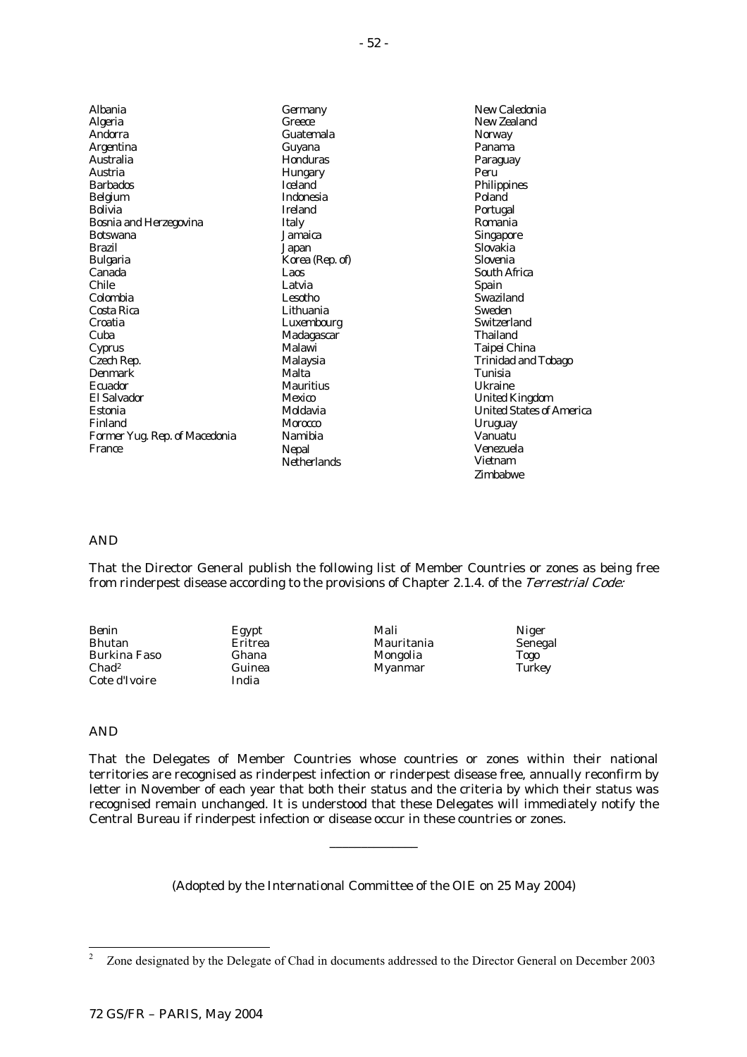Albania
Algeria
Andorra
Argentina
Australia
Austria
Barbados
Belgium
Bolivia
Bosnia and Herzegovina
Botswana
Brazil
Bulgaria
Canada
Chile
Colombia
Costa Rica
Croatia
Cuba
Cyprus
Czech Rep.
Denmark
Ecuador
El Salvador
Estonia
Finland
Former Yug. Rep. of Macedonia
France
Germany
Greece
Guatemala
Guyana
Honduras
Hungary
Iceland
Indonesia
Ireland
Italy
Jamaica
Japan
Korea (Rep. of)
Laos
Latvia
Lesotho
Lithuania
Luxembourg
Madagascar
Malawi
Malaysia
Malta
Mauritius
Mexico
Moldavia
Morocco
Namibia
Nepal
Netherlands
New Caledonia
New Zealand
Norway
Panama
Paraguay
Peru
Philippines
Poland
Portugal
Romania
Singapore
Slovakia
Slovenia
South Africa
Spain
Swaziland
Sweden
Switzerland
Thailand
Taipei China
Trinidad and Tobago
Tunisia
Ukraine
United Kingdom
United States of America
Uruguay
Vanuatu
Venezuela
Vietnam
Zimbabwe

AND

That the Director General publish the following list of Member Countries or zones as being free from rinderpest disease according to the provisions of Chapter 2.1.4. of the *Terrestrial Code:*

Benin
Bhutan
Burkina Faso
Chad[2]
Cote d'Ivoire
Egypt
Eritrea
Ghana
Guinea
India
Mali
Mauritania
Mongolia
Myanmar
Niger
Senegal
Togo
Turkey

AND

That the Delegates of Member Countries whose countries or zones within their national territories are recognised as rinderpest infection or rinderpest disease free, annually reconfirm by letter in November of each year that both their status and the criteria by which their status was recognised remain unchanged. It is understood that these Delegates will immediately notify the Central Bureau if rinderpest infection or disease occur in these countries or zones.

---

(Adopted by the International Committee of the OIE on 25 May 2004)

[2] Zone designated by the Delegate of Chad in documents addressed to the Director General on December 2003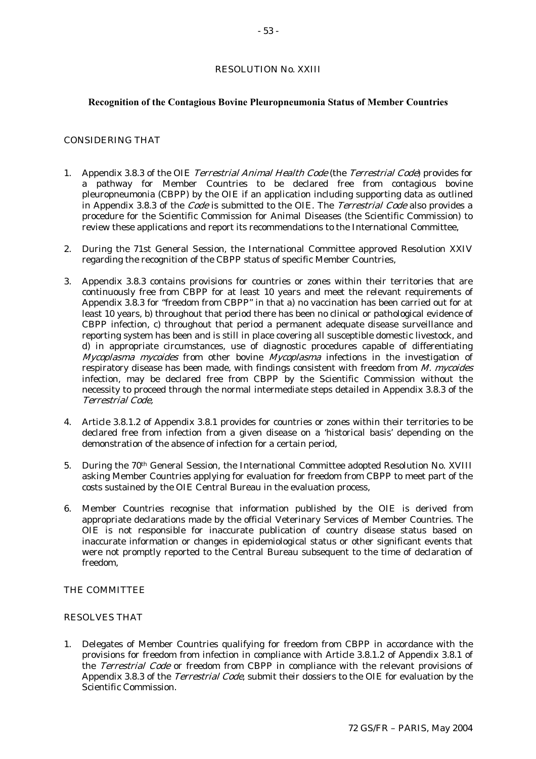RESOLUTION No. XXIII

**Recognition of the Contagious Bovine Pleuropneumonia Status of Member Countries**

CONSIDERING THAT

1. Appendix 3.8.3 of the OIE *Terrestrial Animal Health Code* (the *Terrestrial Code*) provides for a pathway for Member Countries to be declared free from contagious bovine pleuropneumonia (CBPP) by the OIE if an application including supporting data as outlined in Appendix 3.8.3 of the *Code* is submitted to the OIE. The *Terrestrial Code* also provides a procedure for the Scientific Commission for Animal Diseases (the Scientific Commission) to review these applications and report its recommendations to the International Committee,

2. During the 71st General Session, the International Committee approved Resolution XXIV regarding the recognition of the CBPP status of specific Member Countries,

3. Appendix 3.8.3 contains provisions for countries or zones within their territories that are continuously free from CBPP for at least 10 years and meet the relevant requirements of Appendix 3.8.3 for "freedom from CBPP" in that a) no vaccination has been carried out for at least 10 years, b) throughout that period there has been no clinical or pathological evidence of CBPP infection, c) throughout that period a permanent adequate disease surveillance and reporting system has been and is still in place covering all susceptible domestic livestock, and d) in appropriate circumstances, use of diagnostic procedures capable of differentiating *Mycoplasma mycoides* from other bovine *Mycoplasma* infections in the investigation of respiratory disease has been made, with findings consistent with freedom from *M. mycoides* infection, may be declared free from CBPP by the Scientific Commission without the necessity to proceed through the normal intermediate steps detailed in Appendix 3.8.3 of the *Terrestrial Code*,

4. Article 3.8.1.2 of Appendix 3.8.1 provides for countries or zones within their territories to be declared free from infection from a given disease on a 'historical basis' depending on the demonstration of the absence of infection for a certain period,

5. During the 70th General Session, the International Committee adopted Resolution No. XVIII asking Member Countries applying for evaluation for freedom from CBPP to meet part of the costs sustained by the OIE Central Bureau in the evaluation process,

6. Member Countries recognise that information published by the OIE is derived from appropriate declarations made by the official Veterinary Services of Member Countries. The OIE is not responsible for inaccurate publication of country disease status based on inaccurate information or changes in epidemiological status or other significant events that were not promptly reported to the Central Bureau subsequent to the time of declaration of freedom,

THE COMMITTEE

RESOLVES THAT

1. Delegates of Member Countries qualifying for freedom from CBPP in accordance with the provisions for freedom from infection in compliance with Article 3.8.1.2 of Appendix 3.8.1 of the *Terrestrial Code* or freedom from CBPP in compliance with the relevant provisions of Appendix 3.8.3 of the *Terrestrial Code*, submit their dossiers to the OIE for evaluation by the Scientific Commission.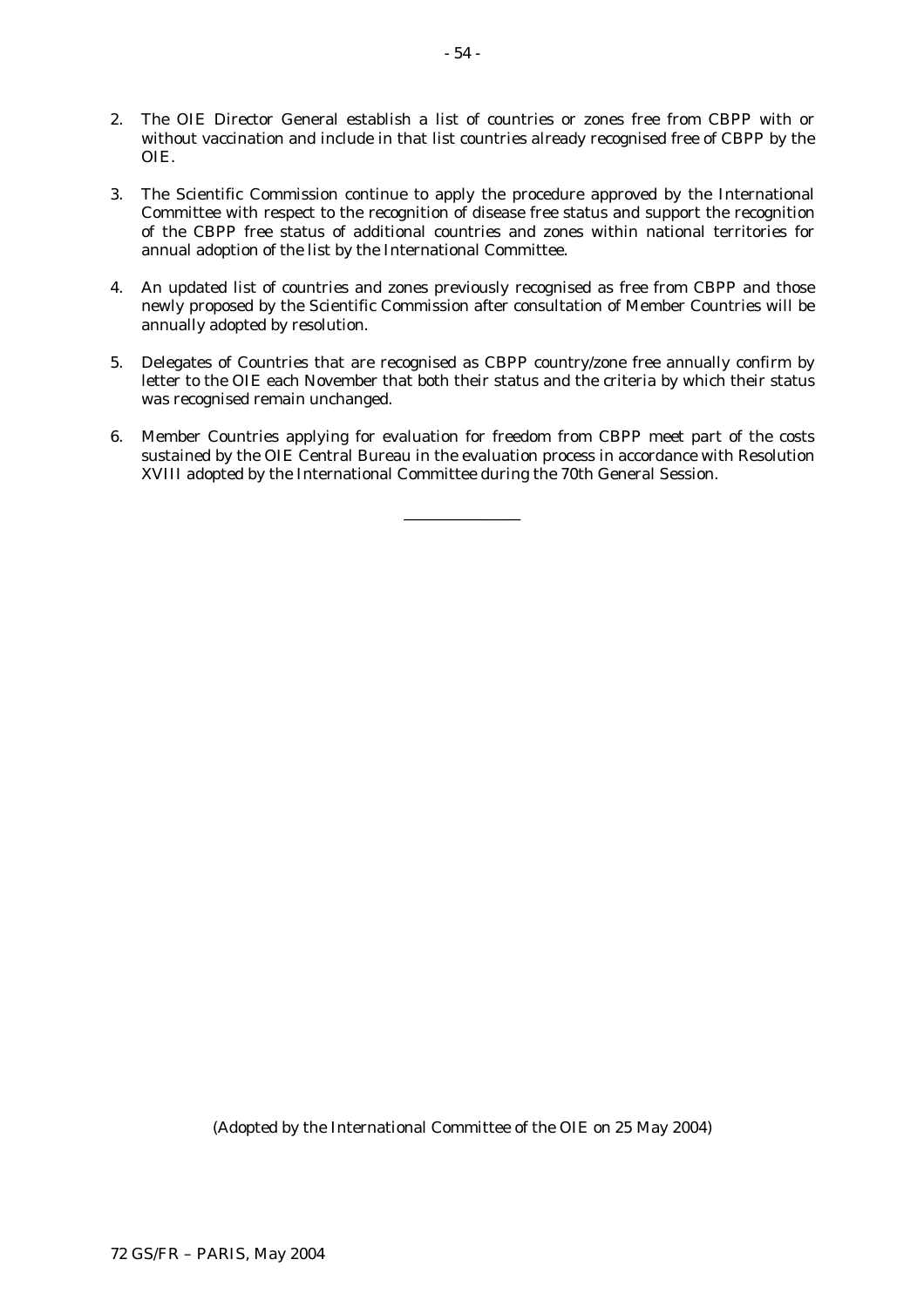2. The OIE Director General establish a list of countries or zones free from CBPP with or without vaccination and include in that list countries already recognised free of CBPP by the OIE.

3. The Scientific Commission continue to apply the procedure approved by the International Committee with respect to the recognition of disease free status and support the recognition of the CBPP free status of additional countries and zones within national territories for annual adoption of the list by the International Committee.

4. An updated list of countries and zones previously recognised as free from CBPP and those newly proposed by the Scientific Commission after consultation of Member Countries will be annually adopted by resolution.

5. Delegates of Countries that are recognised as CBPP country/zone free annually confirm by letter to the OIE each November that both their status and the criteria by which their status was recognised remain unchanged.

6. Member Countries applying for evaluation for freedom from CBPP meet part of the costs sustained by the OIE Central Bureau in the evaluation process in accordance with Resolution XVIII adopted by the International Committee during the 70th General Session.

---

(Adopted by the International Committee of the OIE on 25 May 2004)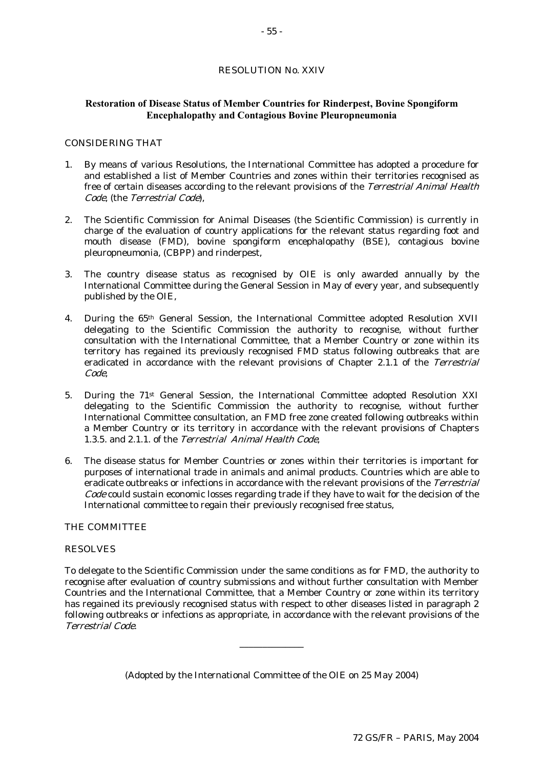## RESOLUTION No. XXIV

### Restoration of Disease Status of Member Countries for Rinderpest, Bovine Spongiform Encephalopathy and Contagious Bovine Pleuropneumonia

CONSIDERING THAT

1. By means of various Resolutions, the International Committee has adopted a procedure for and established a list of Member Countries and zones within their territories recognised as free of certain diseases according to the relevant provisions of the *Terrestrial Animal Health Code*, (the *Terrestrial Code*),

2. The Scientific Commission for Animal Diseases (the Scientific Commission) is currently in charge of the evaluation of country applications for the relevant status regarding foot and mouth disease (FMD), bovine spongiform encephalopathy (BSE), contagious bovine pleuropneumonia, (CBPP) and rinderpest,

3. The country disease status as recognised by OIE is only awarded annually by the International Committee during the General Session in May of every year, and subsequently published by the OIE,

4. During the 65th General Session, the International Committee adopted Resolution XVII delegating to the Scientific Commission the authority to recognise, without further consultation with the International Committee, that a Member Country or zone within its territory has regained its previously recognised FMD status following outbreaks that are eradicated in accordance with the relevant provisions of Chapter 2.1.1 of the *Terrestrial Code*;

5. During the 71st General Session, the International Committee adopted Resolution XXI delegating to the Scientific Commission the authority to recognise, without further International Committee consultation, an FMD free zone created following outbreaks within a Member Country or its territory in accordance with the relevant provisions of Chapters 1.3.5. and 2.1.1. of the *Terrestrial Animal Health Code*;

6. The disease status for Member Countries or zones within their territories is important for purposes of international trade in animals and animal products. Countries which are able to eradicate outbreaks or infections in accordance with the relevant provisions of the *Terrestrial Code* could sustain economic losses regarding trade if they have to wait for the decision of the International committee to regain their previously recognised free status,

THE COMMITTEE

RESOLVES

To delegate to the Scientific Commission under the same conditions as for FMD, the authority to recognise after evaluation of country submissions and without further consultation with Member Countries and the International Committee, that a Member Country or zone within its territory has regained its previously recognised status with respect to other diseases listed in paragraph 2 following outbreaks or infections as appropriate, in accordance with the relevant provisions of the *Terrestrial Code*.

---

(Adopted by the International Committee of the OIE on 25 May 2004)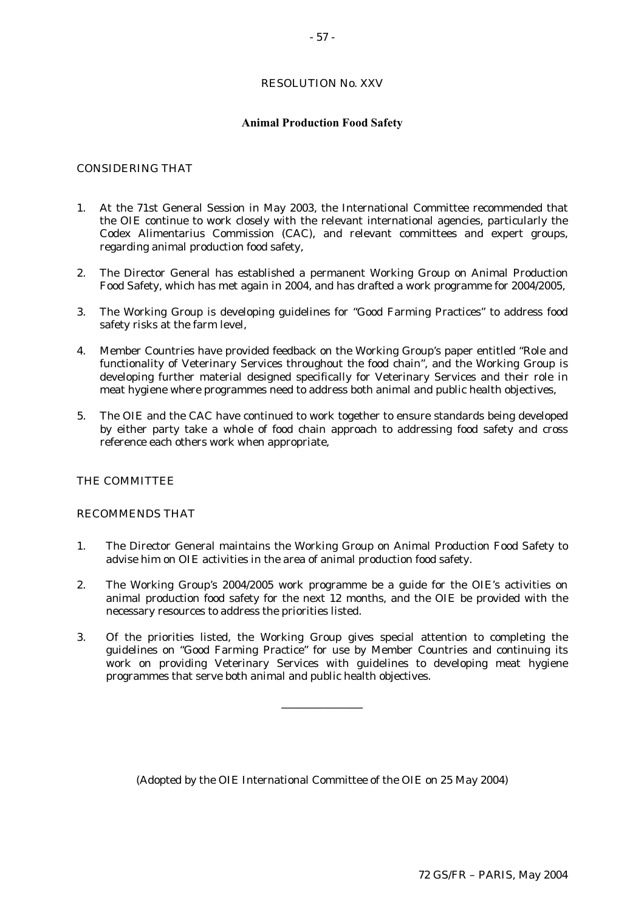# RESOLUTION No. XXV

## Animal Production Food Safety

CONSIDERING THAT

1. At the 71st General Session in May 2003, the International Committee recommended that the OIE continue to work closely with the relevant international agencies, particularly the Codex Alimentarius Commission (CAC), and relevant committees and expert groups, regarding animal production food safety,

2. The Director General has established a permanent Working Group on Animal Production Food Safety, which has met again in 2004, and has drafted a work programme for 2004/2005,

3. The Working Group is developing guidelines for "Good Farming Practices" to address food safety risks at the farm level,

4. Member Countries have provided feedback on the Working Group's paper entitled "Role and functionality of Veterinary Services throughout the food chain", and the Working Group is developing further material designed specifically for Veterinary Services and their role in meat hygiene where programmes need to address both animal and public health objectives,

5. The OIE and the CAC have continued to work together to ensure standards being developed by either party take a whole of food chain approach to addressing food safety and cross reference each others work when appropriate,

THE COMMITTEE

RECOMMENDS THAT

1. The Director General maintains the Working Group on Animal Production Food Safety to advise him on OIE activities in the area of animal production food safety.

2. The Working Group's 2004/2005 work programme be a guide for the OIE's activities on animal production food safety for the next 12 months, and the OIE be provided with the necessary resources to address the priorities listed.

3. Of the priorities listed, the Working Group gives special attention to completing the guidelines on "Good Farming Practice" for use by Member Countries and continuing its work on providing Veterinary Services with guidelines to developing meat hygiene programmes that serve both animal and public health objectives.

---

(Adopted by the OIE International Committee of the OIE on 25 May 2004)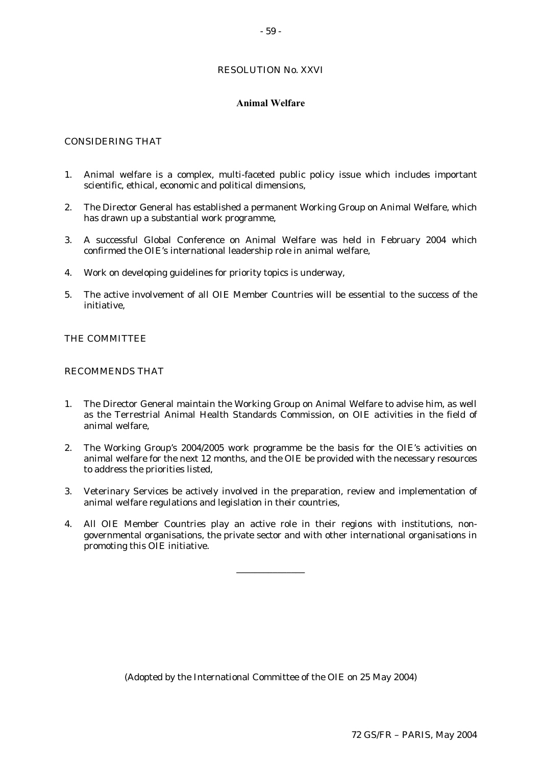# RESOLUTION No. XXVI

## Animal Welfare

CONSIDERING THAT

1. Animal welfare is a complex, multi-faceted public policy issue which includes important scientific, ethical, economic and political dimensions,
2. The Director General has established a permanent Working Group on Animal Welfare, which has drawn up a substantial work programme,
3. A successful Global Conference on Animal Welfare was held in February 2004 which confirmed the OIE's international leadership role in animal welfare,
4. Work on developing guidelines for priority topics is underway,
5. The active involvement of all OIE Member Countries will be essential to the success of the initiative,

THE COMMITTEE

RECOMMENDS THAT

1. The Director General maintain the Working Group on Animal Welfare to advise him, as well as the Terrestrial Animal Health Standards Commission, on OIE activities in the field of animal welfare,
2. The Working Group's 2004/2005 work programme be the basis for the OIE's activities on animal welfare for the next 12 months, and the OIE be provided with the necessary resources to address the priorities listed,
3. Veterinary Services be actively involved in the preparation, review and implementation of animal welfare regulations and legislation in their countries,
4. All OIE Member Countries play an active role in their regions with institutions, non-governmental organisations, the private sector and with other international organisations in promoting this OIE initiative.

---

(Adopted by the International Committee of the OIE on 25 May 2004)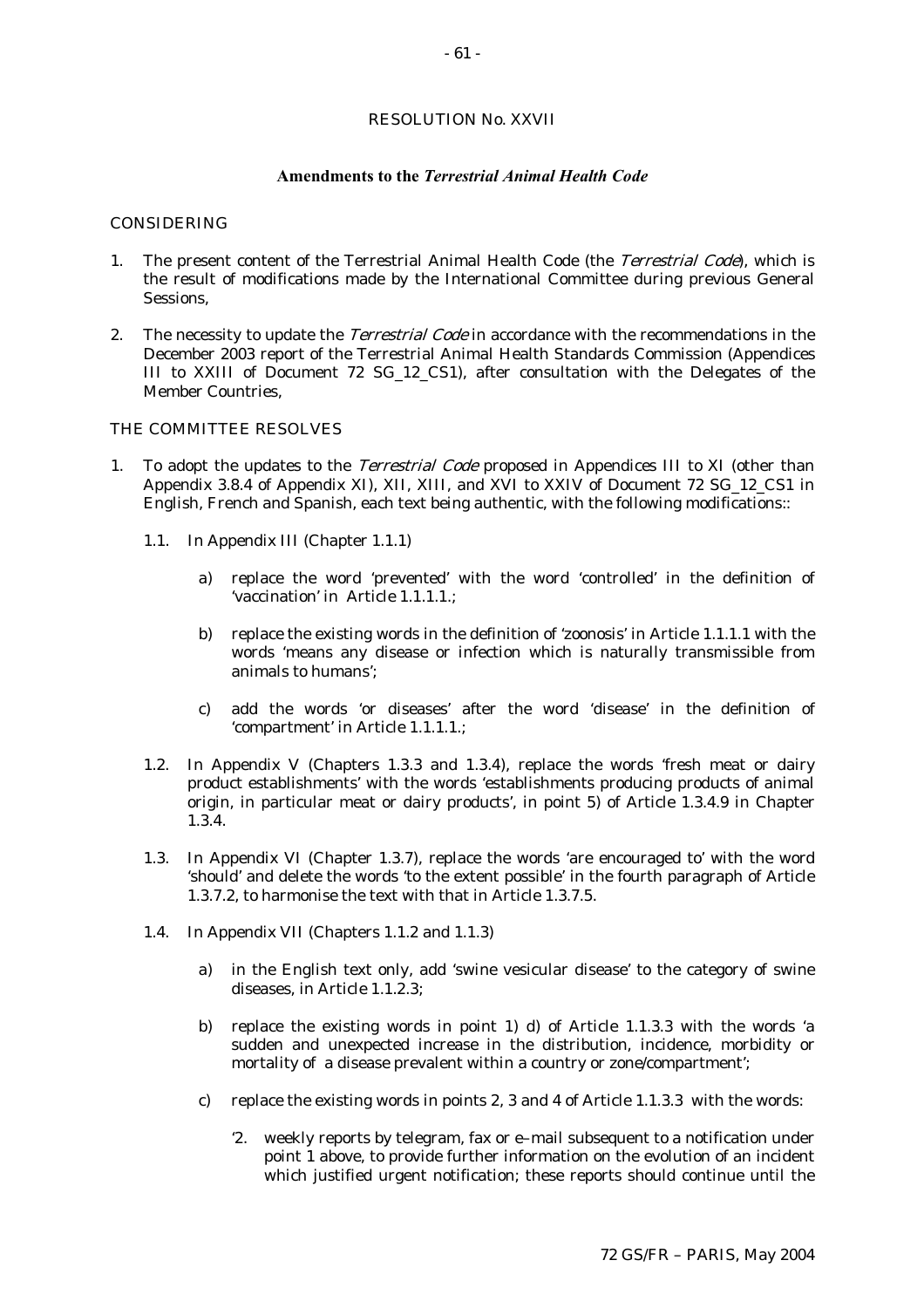RESOLUTION No. XXVII

## Amendments to the *Terrestrial Animal Health Code*

CONSIDERING

1. The present content of the Terrestrial Animal Health Code (the *Terrestrial Code*), which is the result of modifications made by the International Committee during previous General Sessions,

2. The necessity to update the *Terrestrial Code* in accordance with the recommendations in the December 2003 report of the Terrestrial Animal Health Standards Commission (Appendices III to XXIII of Document 72 SG_12_CS1), after consultation with the Delegates of the Member Countries,

THE COMMITTEE RESOLVES

1. To adopt the updates to the *Terrestrial Code* proposed in Appendices III to XI (other than Appendix 3.8.4 of Appendix XI), XII, XIII, and XVI to XXIV of Document 72 SG_12_CS1 in English, French and Spanish, each text being authentic, with the following modifications::

   1.1. In Appendix III (Chapter 1.1.1)

      a) replace the word 'prevented' with the word 'controlled' in the definition of 'vaccination' in Article 1.1.1.1.;

      b) replace the existing words in the definition of 'zoonosis' in Article 1.1.1.1 with the words 'means any disease or infection which is naturally transmissible from animals to humans';

      c) add the words 'or diseases' after the word 'disease' in the definition of 'compartment' in Article 1.1.1.1.;

   1.2. In Appendix V (Chapters 1.3.3 and 1.3.4), replace the words 'fresh meat or dairy product establishments' with the words 'establishments producing products of animal origin, in particular meat or dairy products', in point 5) of Article 1.3.4.9 in Chapter 1.3.4.

   1.3. In Appendix VI (Chapter 1.3.7), replace the words 'are encouraged to' with the word 'should' and delete the words 'to the extent possible' in the fourth paragraph of Article 1.3.7.2, to harmonise the text with that in Article 1.3.7.5.

   1.4. In Appendix VII (Chapters 1.1.2 and 1.1.3)

      a) in the English text only, add 'swine vesicular disease' to the category of swine diseases, in Article 1.1.2.3;

      b) replace the existing words in point 1) d) of Article 1.1.3.3 with the words 'a sudden and unexpected increase in the distribution, incidence, morbidity or mortality of a disease prevalent within a country or zone/compartment';

      c) replace the existing words in points 2, 3 and 4 of Article 1.1.3.3 with the words:

         '2. weekly reports by telegram, fax or e–mail subsequent to a notification under point 1 above, to provide further information on the evolution of an incident which justified urgent notification; these reports should continue until the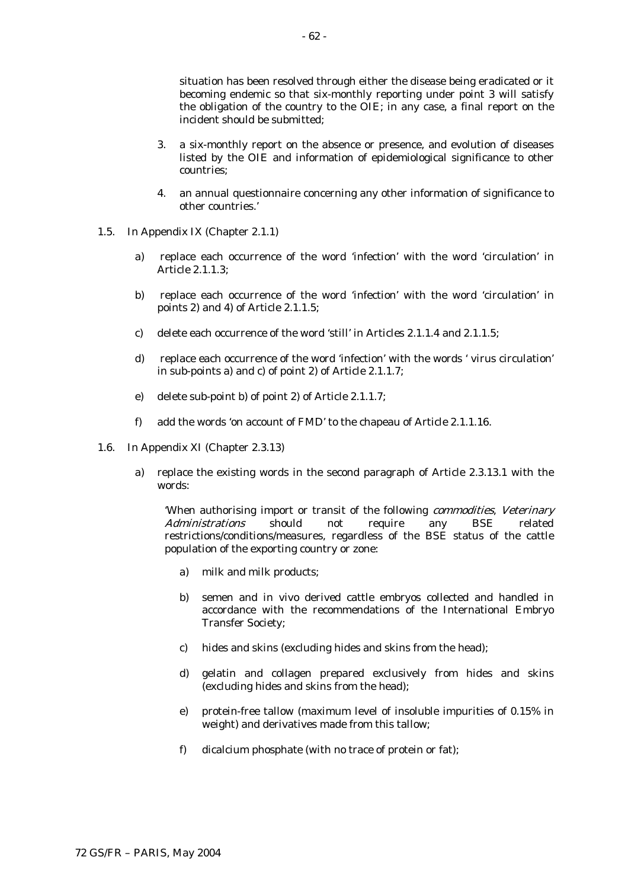situation has been resolved through either the disease being eradicated or it becoming endemic so that six-monthly reporting under point 3 will satisfy the obligation of the country to the OIE; in any case, a final report on the incident should be submitted;

3. a six-monthly report on the absence or presence, and evolution of diseases listed by the OIE and information of epidemiological significance to other countries;

4. an annual questionnaire concerning any other information of significance to other countries.'

1.5. In Appendix IX (Chapter 2.1.1)

a) replace each occurrence of the word 'infection' with the word 'circulation' in Article 2.1.1.3;

b) replace each occurrence of the word 'infection' with the word 'circulation' in points 2) and 4) of Article 2.1.1.5;

c) delete each occurrence of the word 'still' in Articles 2.1.1.4 and 2.1.1.5;

d) replace each occurrence of the word 'infection' with the words ' virus circulation' in sub-points a) and c) of point 2) of Article 2.1.1.7;

e) delete sub-point b) of point 2) of Article 2.1.1.7;

f) add the words 'on account of FMD' to the chapeau of Article 2.1.1.16.

1.6. In Appendix XI (Chapter 2.3.13)

a) replace the existing words in the second paragraph of Article 2.3.13.1 with the words:

'When authorising import or transit of the following *commodities*, *Veterinary Administrations* should not require any BSE related restrictions/conditions/measures, regardless of the BSE status of the cattle population of the exporting country or zone:

a) milk and milk products;

b) semen and in vivo derived cattle embryos collected and handled in accordance with the recommendations of the International Embryo Transfer Society;

c) hides and skins (excluding hides and skins from the head);

d) gelatin and collagen prepared exclusively from hides and skins (excluding hides and skins from the head);

e) protein-free tallow (maximum level of insoluble impurities of 0.15% in weight) and derivatives made from this tallow;

f) dicalcium phosphate (with no trace of protein or fat);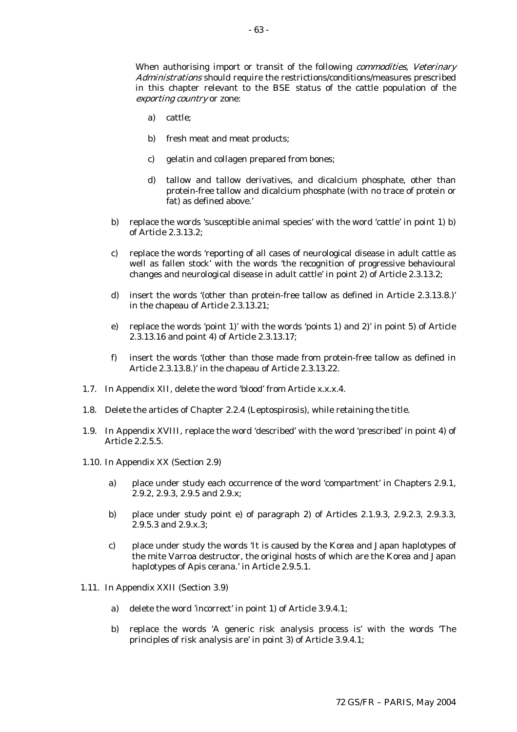When authorising import or transit of the following *commodities*, *Veterinary Administrations* should require the restrictions/conditions/measures prescribed in this chapter relevant to the BSE status of the cattle population of the *exporting country* or zone:

a) cattle;

b) fresh meat and meat products;

c) gelatin and collagen prepared from bones;

d) tallow and tallow derivatives, and dicalcium phosphate, other than protein-free tallow and dicalcium phosphate (with no trace of protein or fat) as defined above.'

b) replace the words 'susceptible animal species' with the word 'cattle' in point 1) b) of Article 2.3.13.2;

c) replace the words 'reporting of all cases of neurological disease in adult cattle as well as fallen stock' with the words 'the recognition of progressive behavioural changes and neurological disease in adult cattle' in point 2) of Article 2.3.13.2;

d) insert the words '(other than protein-free tallow as defined in Article 2.3.13.8.)' in the chapeau of Article 2.3.13.21;

e) replace the words 'point 1)' with the words 'points 1) and 2)' in point 5) of Article 2.3.13.16 and point 4) of Article 2.3.13.17;

f) insert the words '(other than those made from protein-free tallow as defined in Article 2.3.13.8.)' in the chapeau of Article 2.3.13.22.

1.7. In Appendix XII, delete the word 'blood' from Article x.x.x.4.

1.8. Delete the articles of Chapter 2.2.4 (Leptospirosis), while retaining the title.

1.9. In Appendix XVIII, replace the word 'described' with the word 'prescribed' in point 4) of Article 2.2.5.5.

1.10. In Appendix XX (Section 2.9)

a) place under study each occurrence of the word 'compartment' in Chapters 2.9.1, 2.9.2, 2.9.3, 2.9.5 and 2.9.x;

b) place under study point e) of paragraph 2) of Articles 2.1.9.3, 2.9.2.3, 2.9.3.3, 2.9.5.3 and 2.9.x.3;

c) place under study the words 'It is caused by the Korea and Japan haplotypes of the mite Varroa destructor, the original hosts of which are the Korea and Japan haplotypes of Apis cerana.' in Article 2.9.5.1.

1.11. In Appendix XXII (Section 3.9)

a) delete the word 'incorrect' in point 1) of Article 3.9.4.1;

b) replace the words 'A generic risk analysis process is' with the words 'The principles of risk analysis are' in point 3) of Article 3.9.4.1;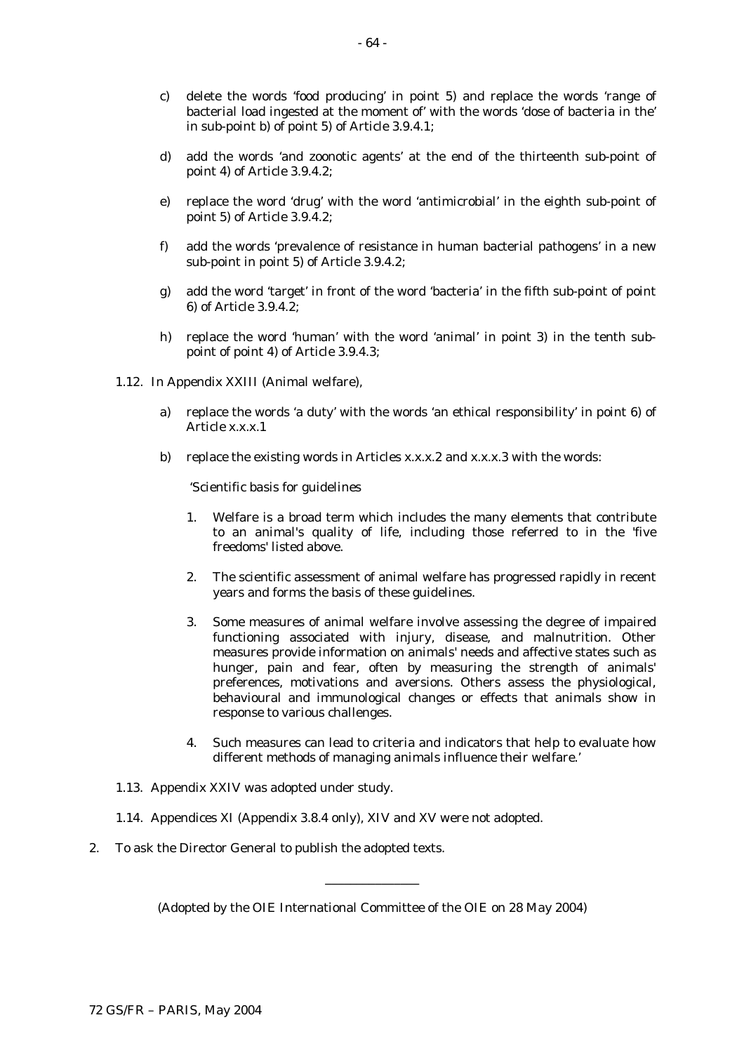c) delete the words 'food producing' in point 5) and replace the words 'range of bacterial load ingested at the moment of' with the words 'dose of bacteria in the' in sub-point b) of point 5) of Article 3.9.4.1;

d) add the words 'and zoonotic agents' at the end of the thirteenth sub-point of point 4) of Article 3.9.4.2;

e) replace the word 'drug' with the word 'antimicrobial' in the eighth sub-point of point 5) of Article 3.9.4.2;

f) add the words 'prevalence of resistance in human bacterial pathogens' in a new sub-point in point 5) of Article 3.9.4.2;

g) add the word 'target' in front of the word 'bacteria' in the fifth sub-point of point 6) of Article 3.9.4.2;

h) replace the word 'human' with the word 'animal' in point 3) in the tenth sub-point of point 4) of Article 3.9.4.3;

1.12. In Appendix XXIII (Animal welfare),

a) replace the words 'a duty' with the words 'an ethical responsibility' in point 6) of Article x.x.x.1

b) replace the existing words in Articles x.x.x.2 and x.x.x.3 with the words:

'*Scientific basis for guidelines*

1. Welfare is a broad term which includes the many elements that contribute to an animal's quality of life, including those referred to in the 'five freedoms' listed above.

2. The scientific assessment of animal welfare has progressed rapidly in recent years and forms the basis of these guidelines.

3. Some measures of animal welfare involve assessing the degree of impaired functioning associated with injury, disease, and malnutrition. Other measures provide information on animals' needs and affective states such as hunger, pain and fear, often by measuring the strength of animals' preferences, motivations and aversions. Others assess the physiological, behavioural and immunological changes or effects that animals show in response to various challenges.

4. Such measures can lead to criteria and indicators that help to evaluate how different methods of managing animals influence their welfare.'

1.13. Appendix XXIV was adopted under study.

1.14. Appendices XI (Appendix 3.8.4 only), XIV and XV were not adopted.

2. To ask the Director General to publish the adopted texts.

---

(Adopted by the OIE International Committee of the OIE on 28 May 2004)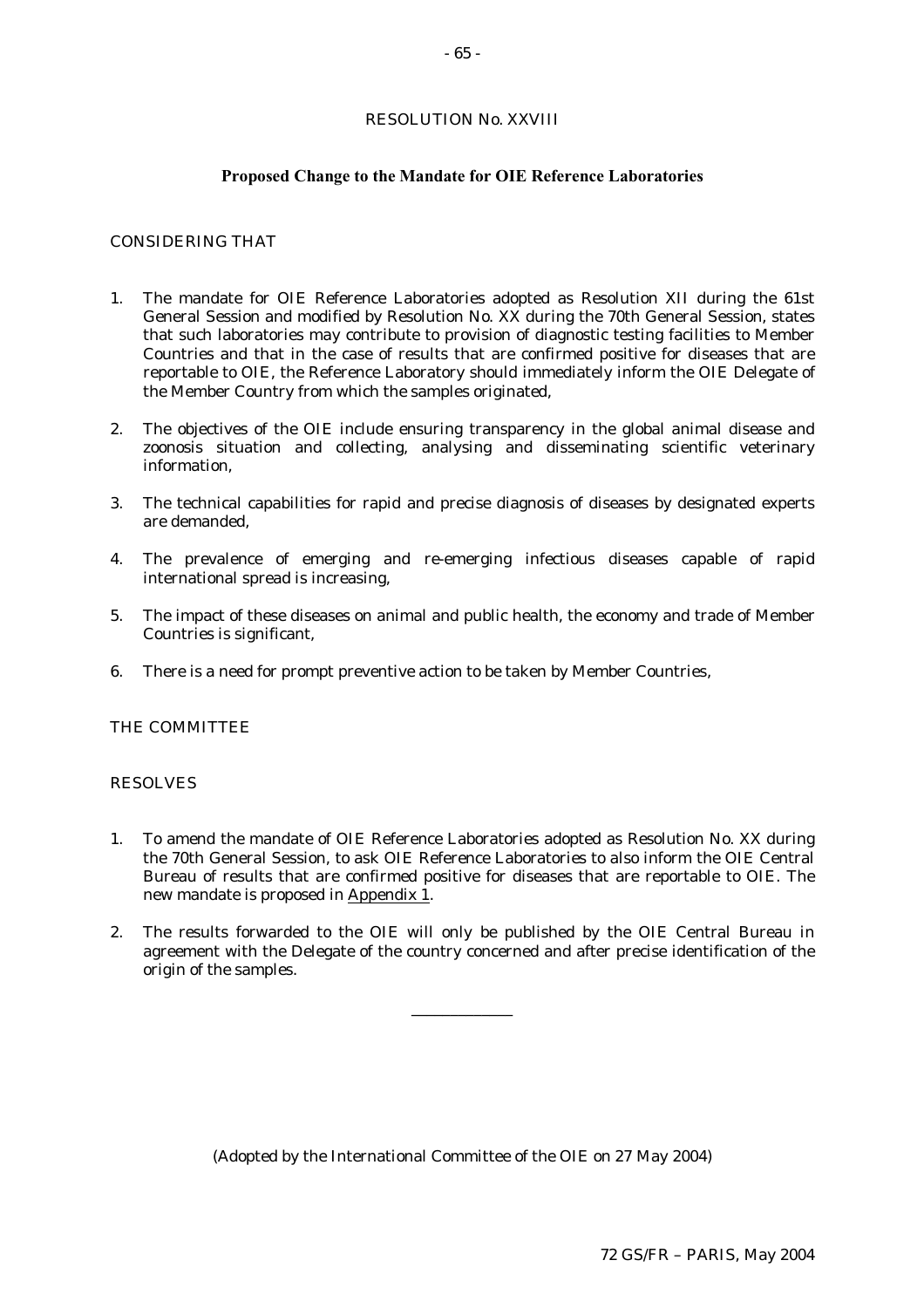RESOLUTION No. XXVIII

## Proposed Change to the Mandate for OIE Reference Laboratories

CONSIDERING THAT

1. The mandate for OIE Reference Laboratories adopted as Resolution XII during the 61st General Session and modified by Resolution No. XX during the 70th General Session, states that such laboratories may contribute to provision of diagnostic testing facilities to Member Countries and that in the case of results that are confirmed positive for diseases that are reportable to OIE, the Reference Laboratory should immediately inform the OIE Delegate of the Member Country from which the samples originated,

2. The objectives of the OIE include ensuring transparency in the global animal disease and zoonosis situation and collecting, analysing and disseminating scientific veterinary information,

3. The technical capabilities for rapid and precise diagnosis of diseases by designated experts are demanded,

4. The prevalence of emerging and re-emerging infectious diseases capable of rapid international spread is increasing,

5. The impact of these diseases on animal and public health, the economy and trade of Member Countries is significant,

6. There is a need for prompt preventive action to be taken by Member Countries,

THE COMMITTEE

RESOLVES

1. To amend the mandate of OIE Reference Laboratories adopted as Resolution No. XX during the 70th General Session, to ask OIE Reference Laboratories to also inform the OIE Central Bureau of results that are confirmed positive for diseases that are reportable to OIE. The new mandate is proposed in Appendix 1.

2. The results forwarded to the OIE will only be published by the OIE Central Bureau in agreement with the Delegate of the country concerned and after precise identification of the origin of the samples.

---

(Adopted by the International Committee of the OIE on 27 May 2004)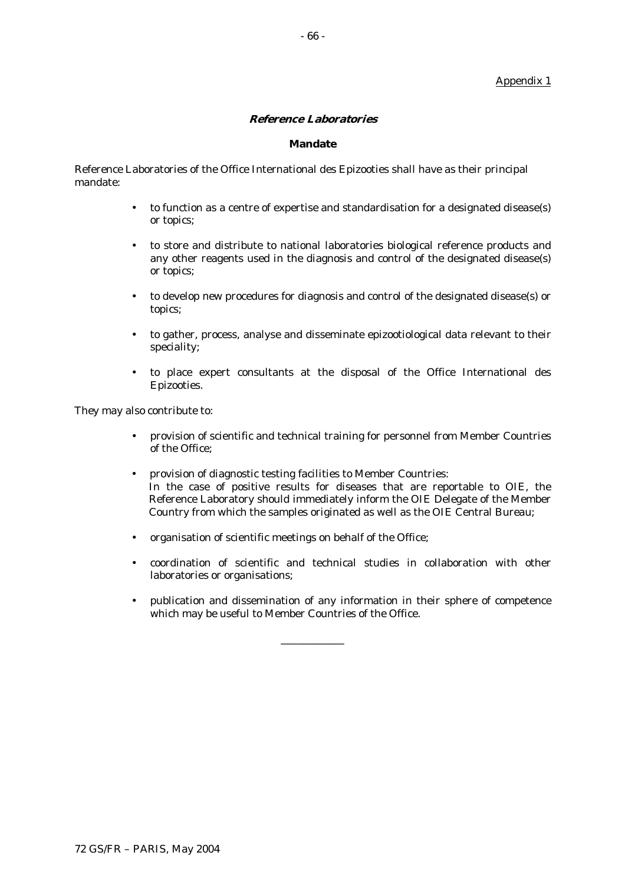Appendix 1

## *Reference Laboratories*

### Mandate

Reference Laboratories of the Office International des Epizooties shall have as their principal mandate:

- to function as a centre of expertise and standardisation for a designated disease(s) or topics;
- to store and distribute to national laboratories biological reference products and any other reagents used in the diagnosis and control of the designated disease(s) or topics;
- to develop new procedures for diagnosis and control of the designated disease(s) or topics;
- to gather, process, analyse and disseminate epizootiological data relevant to their speciality;
- to place expert consultants at the disposal of the Office International des Epizooties.

They may also contribute to:

- provision of scientific and technical training for personnel from Member Countries of the Office;
- provision of diagnostic testing facilities to Member Countries:
  In the case of positive results for diseases that are reportable to OIE, the Reference Laboratory should immediately inform the OIE Delegate of the Member Country from which the samples originated as well as the OIE Central Bureau;
- organisation of scientific meetings on behalf of the Office;
- coordination of scientific and technical studies in collaboration with other laboratories or organisations;
- publication and dissemination of any information in their sphere of competence which may be useful to Member Countries of the Office.

---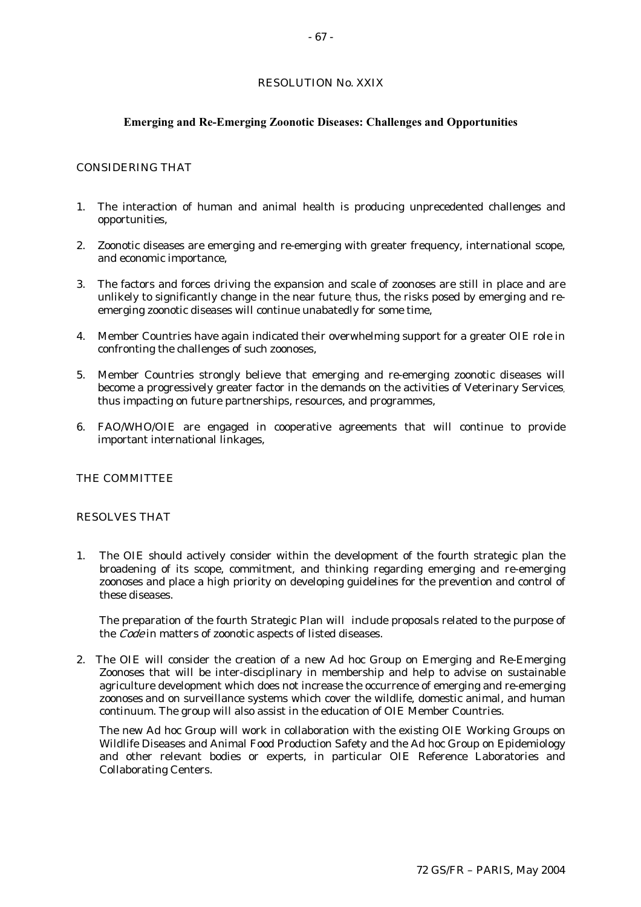RESOLUTION No. XXIX

## Emerging and Re-Emerging Zoonotic Diseases: Challenges and Opportunities

CONSIDERING THAT

1. The interaction of human and animal health is producing unprecedented challenges and opportunities,
2. Zoonotic diseases are emerging and re-emerging with greater frequency, international scope, and economic importance,
3. The factors and forces driving the expansion and scale of zoonoses are still in place and are unlikely to significantly change in the near future; thus, the risks posed by emerging and re-emerging zoonotic diseases will continue unabatedly for some time,
4. Member Countries have again indicated their overwhelming support for a greater OIE role in confronting the challenges of such zoonoses,
5. Member Countries strongly believe that emerging and re-emerging zoonotic diseases will become a progressively greater factor in the demands on the activities of Veterinary Services, thus impacting on future partnerships, resources, and programmes,
6. FAO/WHO/OIE are engaged in cooperative agreements that will continue to provide important international linkages,

THE COMMITTEE

RESOLVES THAT

1. The OIE should actively consider within the development of the fourth strategic plan the broadening of its scope, commitment, and thinking regarding emerging and re-emerging zoonoses and place a high priority on developing guidelines for the prevention and control of these diseases.

   The preparation of the fourth Strategic Plan will include proposals related to the purpose of the *Code* in matters of zoonotic aspects of listed diseases.

2. The OIE will consider the creation of a new Ad hoc Group on Emerging and Re-Emerging Zoonoses that will be inter-disciplinary in membership and help to advise on sustainable agriculture development which does not increase the occurrence of emerging and re-emerging zoonoses and on surveillance systems which cover the wildlife, domestic animal, and human continuum. The group will also assist in the education of OIE Member Countries.

   The new Ad hoc Group will work in collaboration with the existing OIE Working Groups on Wildlife Diseases and Animal Food Production Safety and the Ad hoc Group on Epidemiology and other relevant bodies or experts, in particular OIE Reference Laboratories and Collaborating Centers.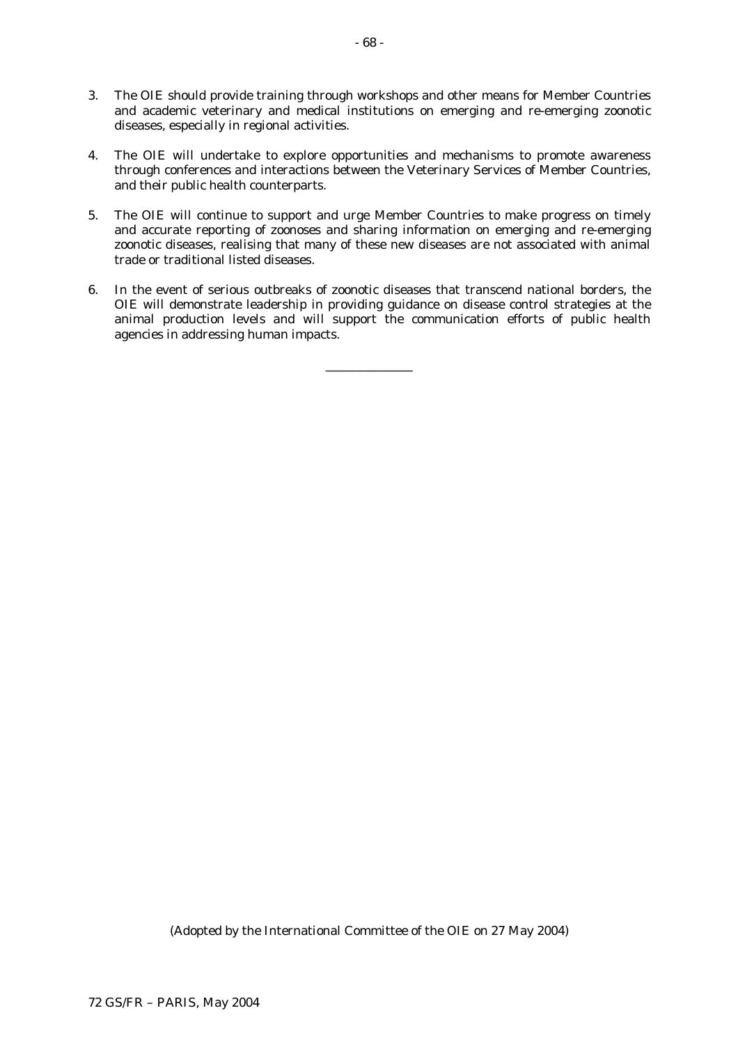3. The OIE should provide training through workshops and other means for Member Countries and academic veterinary and medical institutions on emerging and re-emerging zoonotic diseases, especially in regional activities.

4. The OIE will undertake to explore opportunities and mechanisms to promote awareness through conferences and interactions between the Veterinary Services of Member Countries, and their public health counterparts.

5. The OIE will continue to support and urge Member Countries to make progress on timely and accurate reporting of zoonoses and sharing information on emerging and re-emerging zoonotic diseases, realising that many of these new diseases are not associated with animal trade or traditional listed diseases.

6. In the event of serious outbreaks of zoonotic diseases that transcend national borders, the OIE will demonstrate leadership in providing guidance on disease control strategies at the animal production levels and will support the communication efforts of public health agencies in addressing human impacts.

---

(Adopted by the International Committee of the OIE on 27 May 2004)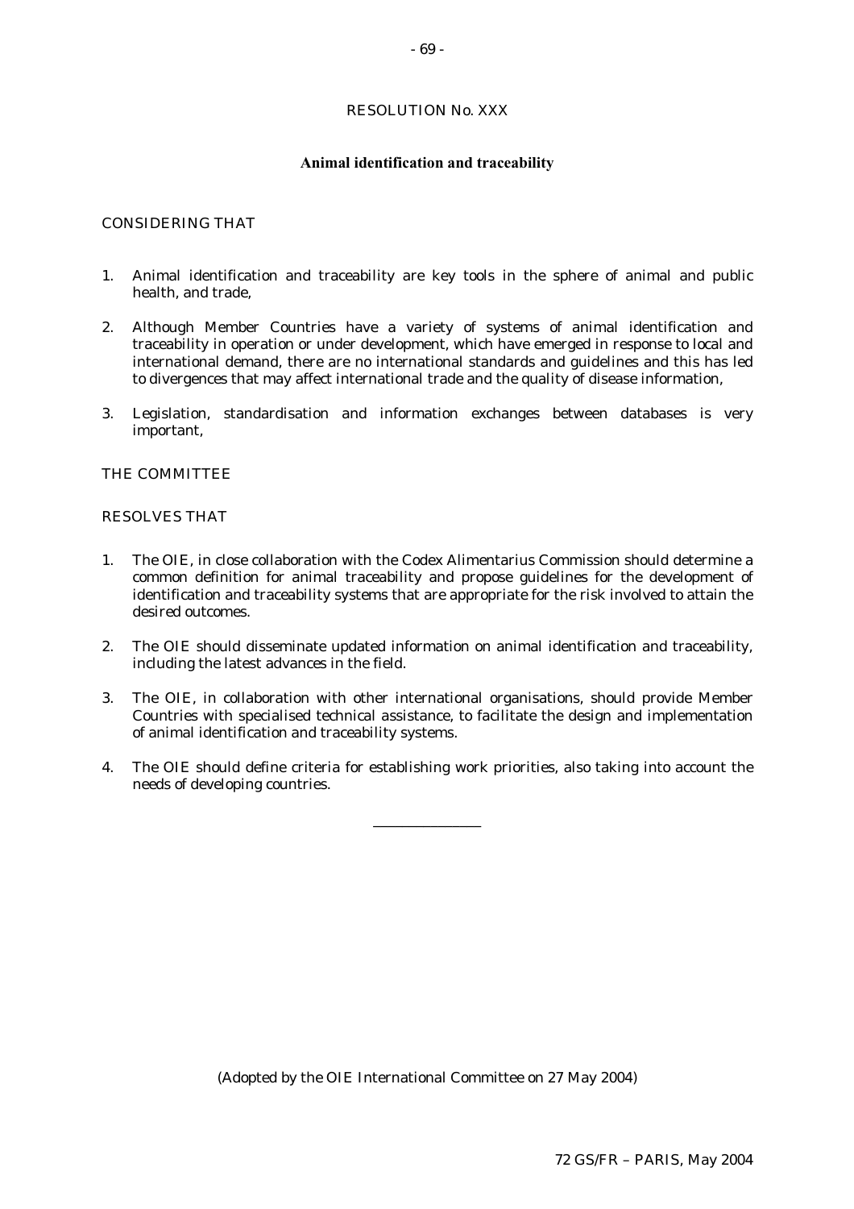RESOLUTION No. XXX

## Animal identification and traceability

CONSIDERING THAT

1. Animal identification and traceability are key tools in the sphere of animal and public health, and trade,

2. Although Member Countries have a variety of systems of animal identification and traceability in operation or under development, which have emerged in response to local and international demand, there are no international standards and guidelines and this has led to divergences that may affect international trade and the quality of disease information,

3. Legislation, standardisation and information exchanges between databases is very important,

THE COMMITTEE

RESOLVES THAT

1. The OIE, in close collaboration with the Codex Alimentarius Commission should determine a common definition for animal traceability and propose guidelines for the development of identification and traceability systems that are appropriate for the risk involved to attain the desired outcomes.

2. The OIE should disseminate updated information on animal identification and traceability, including the latest advances in the field.

3. The OIE, in collaboration with other international organisations, should provide Member Countries with specialised technical assistance, to facilitate the design and implementation of animal identification and traceability systems.

4. The OIE should define criteria for establishing work priorities, also taking into account the needs of developing countries.

---

(Adopted by the OIE International Committee on 27 May 2004)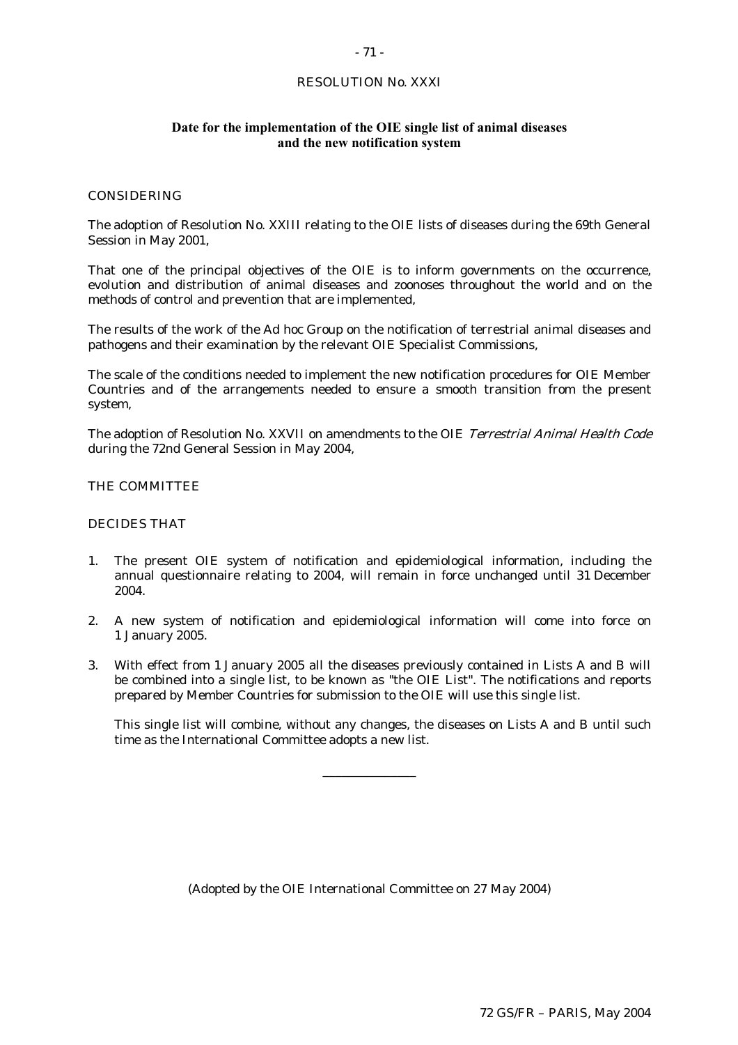RESOLUTION No. XXXI

## Date for the implementation of the OIE single list of animal diseases and the new notification system

CONSIDERING

The adoption of Resolution No. XXIII relating to the OIE lists of diseases during the 69th General Session in May 2001,

That one of the principal objectives of the OIE is to inform governments on the occurrence, evolution and distribution of animal diseases and zoonoses throughout the world and on the methods of control and prevention that are implemented,

The results of the work of the Ad hoc Group on the notification of terrestrial animal diseases and pathogens and their examination by the relevant OIE Specialist Commissions,

The scale of the conditions needed to implement the new notification procedures for OIE Member Countries and of the arrangements needed to ensure a smooth transition from the present system,

The adoption of Resolution No. XXVII on amendments to the OIE *Terrestrial Animal Health Code* during the 72nd General Session in May 2004,

THE COMMITTEE

DECIDES THAT

1. The present OIE system of notification and epidemiological information, including the annual questionnaire relating to 2004, will remain in force unchanged until 31 December 2004.

2. A new system of notification and epidemiological information will come into force on 1 January 2005.

3. With effect from 1 January 2005 all the diseases previously contained in Lists A and B will be combined into a single list, to be known as "the OIE List". The notifications and reports prepared by Member Countries for submission to the OIE will use this single list.

   This single list will combine, without any changes, the diseases on Lists A and B until such time as the International Committee adopts a new list.

---

(Adopted by the OIE International Committee on 27 May 2004)